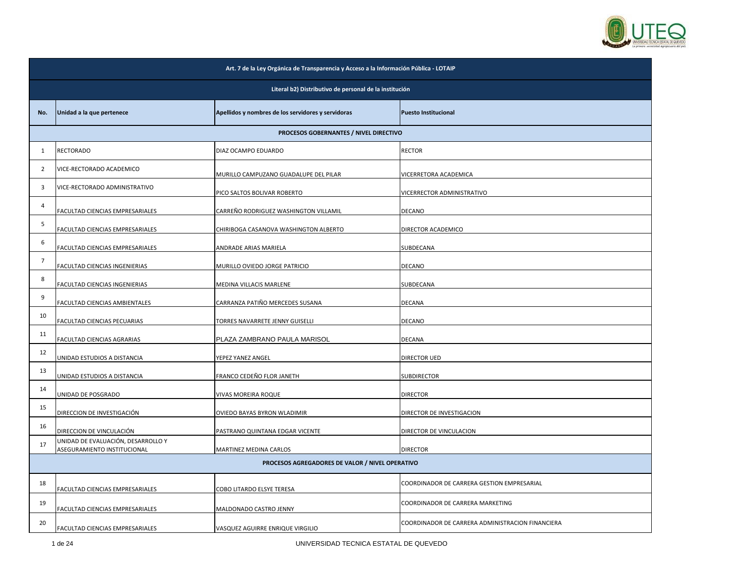| Art. 7 de la Ley Orgánica de Transparencia y Acceso a la Información Pública - LOTAIP | | | |
|---|---|---|---|
| **Literal b2) Distributivo de personal de la institución** | | | |
| **No.** | **Unidad a la que pertenece** | **Apellidos y nombres de los servidores y servidoras** | **Puesto Institucional** |
| **PROCESOS GOBERNANTES / NIVEL DIRECTIVO** | | | |
| 1 | RECTORADO | DIAZ OCAMPO EDUARDO | RECTOR |
| 2 | VICE-RECTORADO ACADEMICO | MURILLO CAMPUZANO GUADALUPE DEL PILAR | VICERRETORA ACADEMICA |
| 3 | VICE-RECTORADO ADMINISTRATIVO | PICO SALTOS BOLIVAR ROBERTO | VICERRECTOR ADMINISTRATIVO |
| 4 | FACULTAD CIENCIAS EMPRESARIALES | CARREÑO RODRIGUEZ WASHINGTON VILLAMIL | DECANO |
| 5 | FACULTAD CIENCIAS EMPRESARIALES | CHIRIBOGA CASANOVA WASHINGTON ALBERTO | DIRECTOR ACADEMICO |
| 6 | FACULTAD CIENCIAS EMPRESARIALES | ANDRADE ARIAS MARIELA | SUBDECANA |
| 7 | FACULTAD CIENCIAS INGENIERIAS | MURILLO OVIEDO JORGE PATRICIO | DECANO |
| 8 | FACULTAD CIENCIAS INGENIERIAS | MEDINA VILLACIS MARLENE | SUBDECANA |
| 9 | FACULTAD CIENCIAS AMBIENTALES | CARRANZA PATIÑO MERCEDES SUSANA | DECANA |
| 10 | FACULTAD CIENCIAS PECUARIAS | TORRES NAVARRETE JENNY GUISELLI | DECANO |
| 11 | FACULTAD CIENCIAS AGRARIAS | PLAZA ZAMBRANO PAULA MARISOL | DECANA |
| 12 | UNIDAD ESTUDIOS A DISTANCIA | YEPEZ YANEZ ANGEL | DIRECTOR UED |
| 13 | UNIDAD ESTUDIOS A DISTANCIA | FRANCO CEDEÑO FLOR JANETH | SUBDIRECTOR |
| 14 | UNIDAD DE POSGRADO | VIVAS MOREIRA ROQUE | DIRECTOR |
| 15 | DIRECCION DE INVESTIGACIÓN | OVIEDO BAYAS BYRON WLADIMIR | DIRECTOR DE INVESTIGACION |
| 16 | DIRECCION DE VINCULACIÓN | PASTRANO QUINTANA EDGAR VICENTE | DIRECTOR DE VINCULACION |
| 17 | UNIDAD DE EVALUACIÓN, DESARROLLO Y ASEGURAMIENTO INSTITUCIONAL | MARTINEZ MEDINA CARLOS | DIRECTOR |
| **PROCESOS AGREGADORES DE VALOR / NIVEL OPERATIVO** | | | |
| 18 | FACULTAD CIENCIAS EMPRESARIALES | COBO LITARDO ELSYE TERESA | COORDINADOR DE CARRERA GESTION EMPRESARIAL |
| 19 | FACULTAD CIENCIAS EMPRESARIALES | MALDONADO CASTRO JENNY | COORDINADOR DE CARRERA MARKETING |
| 20 | FACULTAD CIENCIAS EMPRESARIALES | VASQUEZ AGUIRRE ENRIQUE VIRGILIO | COORDINADOR DE CARRERA ADMINISTRACION FINANCIERA |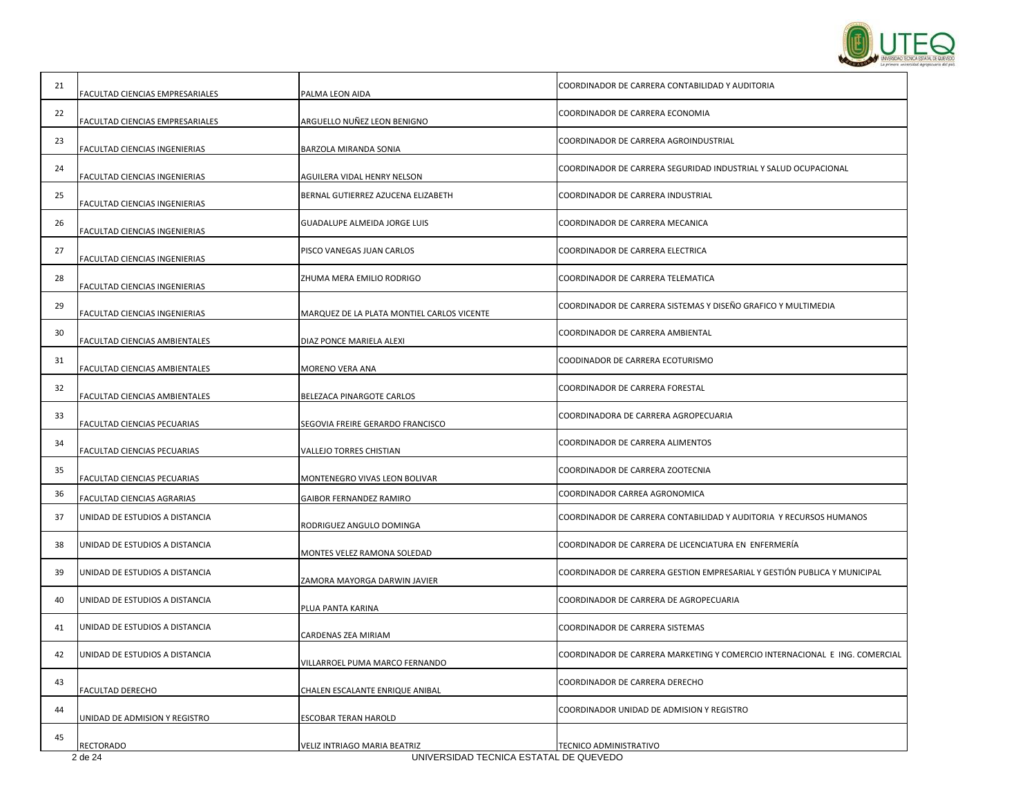| | | | |
|---|---|---|---|
| 21 | FACULTAD CIENCIAS EMPRESARIALES | PALMA LEON AIDA | COORDINADOR DE CARRERA CONTABILIDAD Y AUDITORIA |
| 22 | FACULTAD CIENCIAS EMPRESARIALES | ARGUELLO NUÑEZ LEON BENIGNO | COORDINADOR DE CARRERA ECONOMIA |
| 23 | FACULTAD CIENCIAS INGENIERIAS | BARZOLA MIRANDA SONIA | COORDINADOR DE CARRERA AGROINDUSTRIAL |
| 24 | FACULTAD CIENCIAS INGENIERIAS | AGUILERA VIDAL HENRY NELSON | COORDINADOR DE CARRERA SEGURIDAD INDUSTRIAL Y SALUD OCUPACIONAL |
| 25 | FACULTAD CIENCIAS INGENIERIAS | BERNAL GUTIERREZ AZUCENA ELIZABETH | COORDINADOR DE CARRERA INDUSTRIAL |
| 26 | FACULTAD CIENCIAS INGENIERIAS | GUADALUPE ALMEIDA JORGE LUIS | COORDINADOR DE CARRERA MECANICA |
| 27 | FACULTAD CIENCIAS INGENIERIAS | PISCO VANEGAS JUAN CARLOS | COORDINADOR DE CARRERA ELECTRICA |
| 28 | FACULTAD CIENCIAS INGENIERIAS | ZHUMA MERA EMILIO RODRIGO | COORDINADOR DE CARRERA TELEMATICA |
| 29 | FACULTAD CIENCIAS INGENIERIAS | MARQUEZ DE LA PLATA MONTIEL CARLOS VICENTE | COORDINADOR DE CARRERA SISTEMAS Y DISEÑO GRAFICO Y MULTIMEDIA |
| 30 | FACULTAD CIENCIAS AMBIENTALES | DIAZ PONCE MARIELA ALEXI | COORDINADOR DE CARRERA AMBIENTAL |
| 31 | FACULTAD CIENCIAS AMBIENTALES | MORENO VERA ANA | COODINADOR DE CARRERA ECOTURISMO |
| 32 | FACULTAD CIENCIAS AMBIENTALES | BELEZACA PINARGOTE CARLOS | COORDINADOR DE CARRERA FORESTAL |
| 33 | FACULTAD CIENCIAS PECUARIAS | SEGOVIA FREIRE GERARDO FRANCISCO | COORDINADORA DE CARRERA AGROPECUARIA |
| 34 | FACULTAD CIENCIAS PECUARIAS | VALLEJO TORRES CHISTIAN | COORDINADOR DE CARRERA ALIMENTOS |
| 35 | FACULTAD CIENCIAS PECUARIAS | MONTENEGRO VIVAS LEON BOLIVAR | COORDINADOR DE CARRERA ZOOTECNIA |
| 36 | FACULTAD CIENCIAS AGRARIAS | GAIBOR FERNANDEZ RAMIRO | COORDINADOR CARREA AGRONOMICA |
| 37 | UNIDAD DE ESTUDIOS A DISTANCIA | RODRIGUEZ ANGULO DOMINGA | COORDINADOR DE CARRERA CONTABILIDAD Y AUDITORIA Y RECURSOS HUMANOS |
| 38 | UNIDAD DE ESTUDIOS A DISTANCIA | MONTES VELEZ RAMONA SOLEDAD | COORDINADOR DE CARRERA DE LICENCIATURA EN ENFERMERÍA |
| 39 | UNIDAD DE ESTUDIOS A DISTANCIA | ZAMORA MAYORGA DARWIN JAVIER | COORDINADOR DE CARRERA GESTION EMPRESARIAL Y GESTIÓN PUBLICA Y MUNICIPAL |
| 40 | UNIDAD DE ESTUDIOS A DISTANCIA | PLUA PANTA KARINA | COORDINADOR DE CARRERA DE AGROPECUARIA |
| 41 | UNIDAD DE ESTUDIOS A DISTANCIA | CARDENAS ZEA MIRIAM | COORDINADOR DE CARRERA SISTEMAS |
| 42 | UNIDAD DE ESTUDIOS A DISTANCIA | VILLARROEL PUMA MARCO FERNANDO | COORDINADOR DE CARRERA MARKETING Y COMERCIO INTERNACIONAL E ING. COMERCIAL |
| 43 | FACULTAD DERECHO | CHALEN ESCALANTE ENRIQUE ANIBAL | COORDINADOR DE CARRERA DERECHO |
| 44 | UNIDAD DE ADMISION Y REGISTRO | ESCOBAR TERAN HAROLD | COORDINADOR UNIDAD DE ADMISION Y REGISTRO |
| 45 | RECTORADO | VELIZ INTRIAGO MARIA BEATRIZ | TECNICO ADMINISTRATIVO |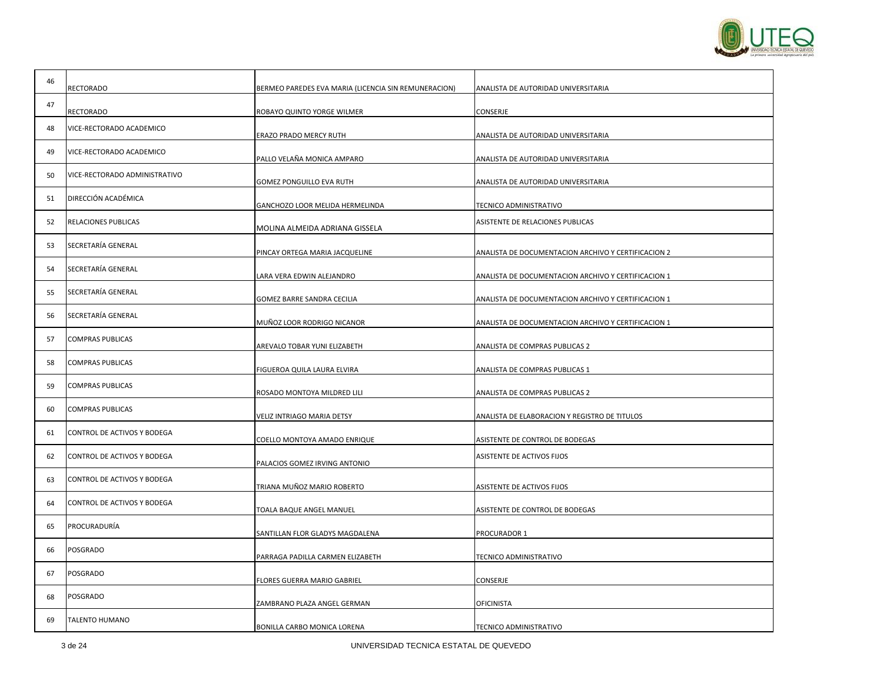| 46 | RECTORADO | BERMEO PAREDES EVA MARIA (LICENCIA SIN REMUNERACION) | ANALISTA DE AUTORIDAD UNIVERSITARIA |
|---|---|---|---|
| 47 | RECTORADO | ROBAYO QUINTO YORGE WILMER | CONSERJE |
| 48 | VICE-RECTORADO ACADEMICO | ERAZO PRADO MERCY RUTH | ANALISTA DE AUTORIDAD UNIVERSITARIA |
| 49 | VICE-RECTORADO ACADEMICO | PALLO VELAÑA MONICA AMPARO | ANALISTA DE AUTORIDAD UNIVERSITARIA |
| 50 | VICE-RECTORADO ADMINISTRATIVO | GOMEZ PONGUILLO EVA RUTH | ANALISTA DE AUTORIDAD UNIVERSITARIA |
| 51 | DIRECCIÓN ACADÉMICA | GANCHOZO LOOR MELIDA HERMELINDA | TECNICO ADMINISTRATIVO |
| 52 | RELACIONES PUBLICAS | MOLINA ALMEIDA ADRIANA GISSELA | ASISTENTE DE RELACIONES PUBLICAS |
| 53 | SECRETARÍA GENERAL | PINCAY ORTEGA MARIA JACQUELINE | ANALISTA DE DOCUMENTACION ARCHIVO Y CERTIFICACION 2 |
| 54 | SECRETARÍA GENERAL | LARA VERA EDWIN ALEJANDRO | ANALISTA DE DOCUMENTACION ARCHIVO Y CERTIFICACION 1 |
| 55 | SECRETARÍA GENERAL | GOMEZ BARRE SANDRA CECILIA | ANALISTA DE DOCUMENTACION ARCHIVO Y CERTIFICACION 1 |
| 56 | SECRETARÍA GENERAL | MUÑOZ LOOR RODRIGO NICANOR | ANALISTA DE DOCUMENTACION ARCHIVO Y CERTIFICACION 1 |
| 57 | COMPRAS PUBLICAS | AREVALO TOBAR YUNI ELIZABETH | ANALISTA DE COMPRAS PUBLICAS 2 |
| 58 | COMPRAS PUBLICAS | FIGUEROA QUILA LAURA ELVIRA | ANALISTA DE COMPRAS PUBLICAS 1 |
| 59 | COMPRAS PUBLICAS | ROSADO MONTOYA MILDRED LILI | ANALISTA DE COMPRAS PUBLICAS 2 |
| 60 | COMPRAS PUBLICAS | VELIZ INTRIAGO MARIA DETSY | ANALISTA DE ELABORACION Y REGISTRO DE TITULOS |
| 61 | CONTROL DE ACTIVOS Y BODEGA | COELLO MONTOYA AMADO ENRIQUE | ASISTENTE DE CONTROL DE BODEGAS |
| 62 | CONTROL DE ACTIVOS Y BODEGA | PALACIOS GOMEZ IRVING ANTONIO | ASISTENTE DE ACTIVOS FIJOS |
| 63 | CONTROL DE ACTIVOS Y BODEGA | TRIANA MUÑOZ MARIO ROBERTO | ASISTENTE DE ACTIVOS FIJOS |
| 64 | CONTROL DE ACTIVOS Y BODEGA | TOALA BAQUE ANGEL MANUEL | ASISTENTE DE CONTROL DE BODEGAS |
| 65 | PROCURADURÍA | SANTILLAN FLOR GLADYS MAGDALENA | PROCURADOR 1 |
| 66 | POSGRADO | PARRAGA PADILLA CARMEN ELIZABETH | TECNICO ADMINISTRATIVO |
| 67 | POSGRADO | FLORES GUERRA MARIO GABRIEL | CONSERJE |
| 68 | POSGRADO | ZAMBRANO PLAZA ANGEL GERMAN | OFICINISTA |
| 69 | TALENTO HUMANO | BONILLA CARBO MONICA LORENA | TECNICO ADMINISTRATIVO |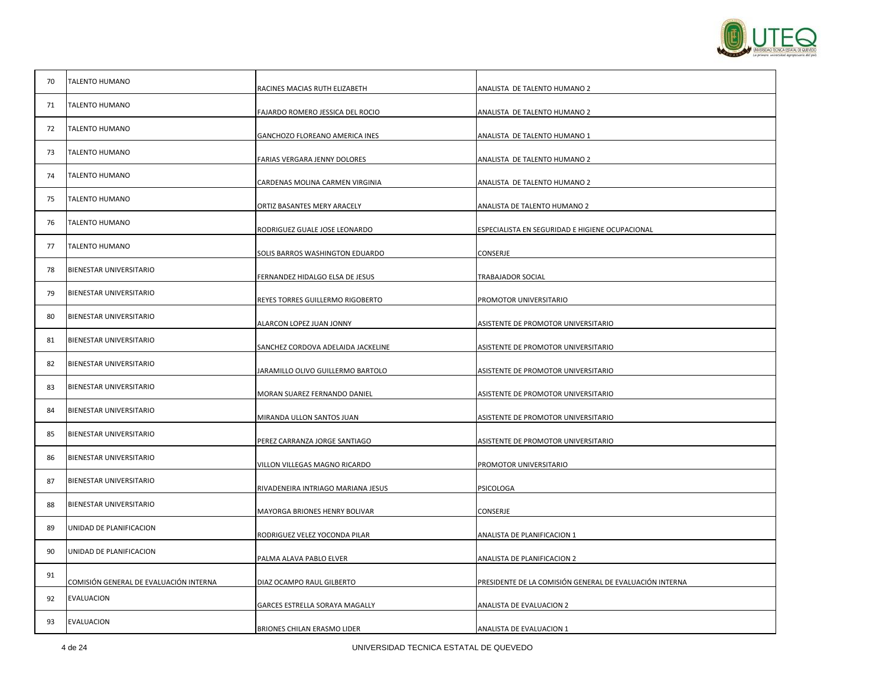| | | | |
|---|---|---|---|
| 70 | TALENTO HUMANO | RACINES MACIAS RUTH ELIZABETH | ANALISTA DE TALENTO HUMANO 2 |
| 71 | TALENTO HUMANO | FAJARDO ROMERO JESSICA DEL ROCIO | ANALISTA DE TALENTO HUMANO 2 |
| 72 | TALENTO HUMANO | GANCHOZO FLOREANO AMERICA INES | ANALISTA DE TALENTO HUMANO 1 |
| 73 | TALENTO HUMANO | FARIAS VERGARA JENNY DOLORES | ANALISTA DE TALENTO HUMANO 2 |
| 74 | TALENTO HUMANO | CARDENAS MOLINA CARMEN VIRGINIA | ANALISTA DE TALENTO HUMANO 2 |
| 75 | TALENTO HUMANO | ORTIZ BASANTES MERY ARACELY | ANALISTA DE TALENTO HUMANO 2 |
| 76 | TALENTO HUMANO | RODRIGUEZ GUALE JOSE LEONARDO | ESPECIALISTA EN SEGURIDAD E HIGIENE OCUPACIONAL |
| 77 | TALENTO HUMANO | SOLIS BARROS WASHINGTON EDUARDO | CONSERJE |
| 78 | BIENESTAR UNIVERSITARIO | FERNANDEZ HIDALGO ELSA DE JESUS | TRABAJADOR SOCIAL |
| 79 | BIENESTAR UNIVERSITARIO | REYES TORRES GUILLERMO RIGOBERTO | PROMOTOR UNIVERSITARIO |
| 80 | BIENESTAR UNIVERSITARIO | ALARCON LOPEZ JUAN JONNY | ASISTENTE DE PROMOTOR UNIVERSITARIO |
| 81 | BIENESTAR UNIVERSITARIO | SANCHEZ CORDOVA ADELAIDA JACKELINE | ASISTENTE DE PROMOTOR UNIVERSITARIO |
| 82 | BIENESTAR UNIVERSITARIO | JARAMILLO OLIVO GUILLERMO BARTOLO | ASISTENTE DE PROMOTOR UNIVERSITARIO |
| 83 | BIENESTAR UNIVERSITARIO | MORAN SUAREZ FERNANDO DANIEL | ASISTENTE DE PROMOTOR UNIVERSITARIO |
| 84 | BIENESTAR UNIVERSITARIO | MIRANDA ULLON SANTOS JUAN | ASISTENTE DE PROMOTOR UNIVERSITARIO |
| 85 | BIENESTAR UNIVERSITARIO | PEREZ CARRANZA JORGE SANTIAGO | ASISTENTE DE PROMOTOR UNIVERSITARIO |
| 86 | BIENESTAR UNIVERSITARIO | VILLON VILLEGAS MAGNO RICARDO | PROMOTOR UNIVERSITARIO |
| 87 | BIENESTAR UNIVERSITARIO | RIVADENEIRA INTRIAGO MARIANA JESUS | PSICOLOGA |
| 88 | BIENESTAR UNIVERSITARIO | MAYORGA BRIONES HENRY BOLIVAR | CONSERJE |
| 89 | UNIDAD DE PLANIFICACION | RODRIGUEZ VELEZ YOCONDA PILAR | ANALISTA DE PLANIFICACION 1 |
| 90 | UNIDAD DE PLANIFICACION | PALMA ALAVA PABLO ELVER | ANALISTA DE PLANIFICACION 2 |
| 91 | COMISIÓN GENERAL DE EVALUACIÓN INTERNA | DIAZ OCAMPO RAUL GILBERTO | PRESIDENTE DE LA COMISIÓN GENERAL DE EVALUACIÓN INTERNA |
| 92 | EVALUACION | GARCES ESTRELLA SORAYA MAGALLY | ANALISTA DE EVALUACION 2 |
| 93 | EVALUACION | BRIONES CHILAN ERASMO LIDER | ANALISTA DE EVALUACION 1 |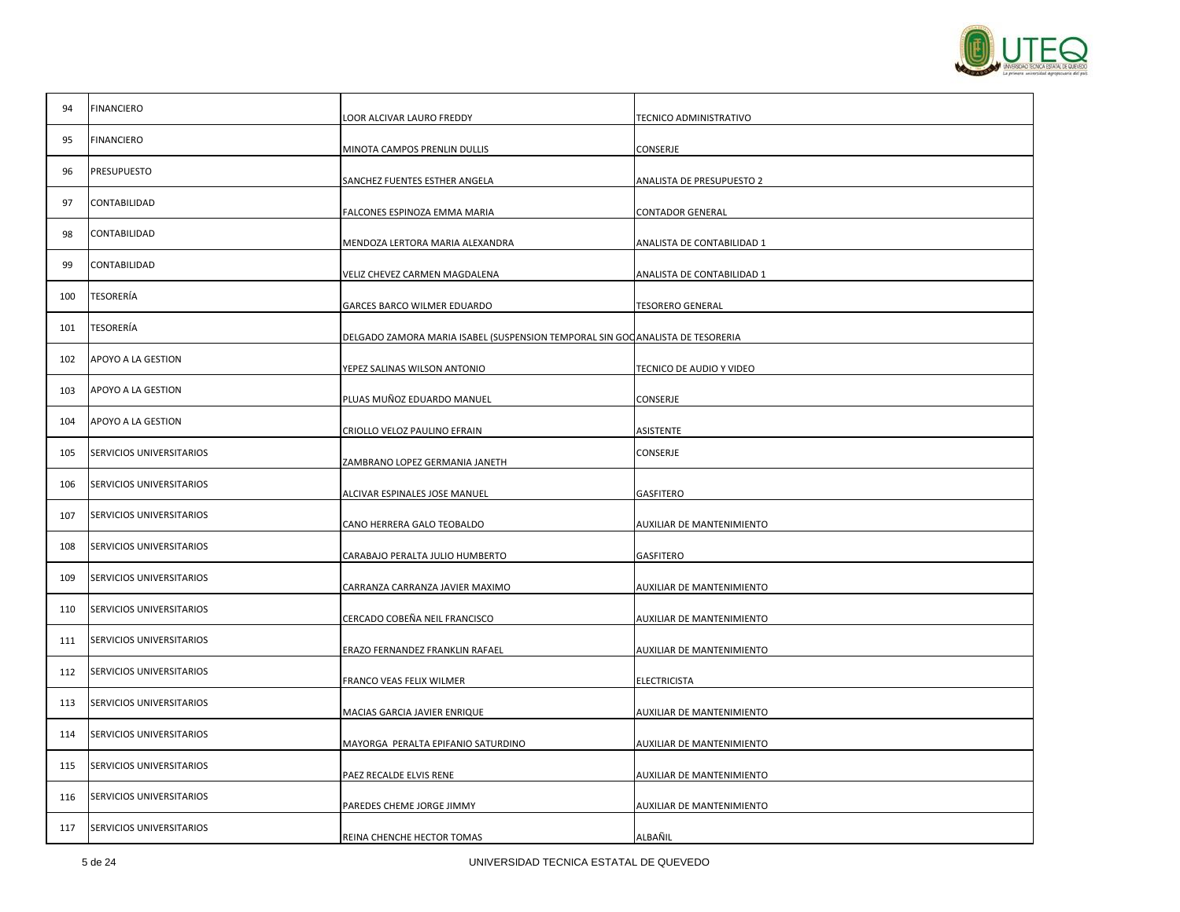| | | | |
|---|---|---|---|
| 94 | FINANCIERO | LOOR ALCIVAR LAURO FREDDY | TECNICO ADMINISTRATIVO |
| 95 | FINANCIERO | MINOTA CAMPOS PRENLIN DULLIS | CONSERJE |
| 96 | PRESUPUESTO | SANCHEZ FUENTES ESTHER ANGELA | ANALISTA DE PRESUPUESTO 2 |
| 97 | CONTABILIDAD | FALCONES ESPINOZA EMMA MARIA | CONTADOR GENERAL |
| 98 | CONTABILIDAD | MENDOZA LERTORA MARIA ALEXANDRA | ANALISTA DE CONTABILIDAD 1 |
| 99 | CONTABILIDAD | VELIZ CHEVEZ CARMEN MAGDALENA | ANALISTA DE CONTABILIDAD 1 |
| 100 | TESORERÍA | GARCES BARCO WILMER EDUARDO | TESORERO GENERAL |
| 101 | TESORERÍA | DELGADO ZAMORA MARIA ISABEL (SUSPENSION TEMPORAL SIN GOC | ANALISTA DE TESORERIA |
| 102 | APOYO A LA GESTION | YEPEZ SALINAS WILSON ANTONIO | TECNICO DE AUDIO Y VIDEO |
| 103 | APOYO A LA GESTION | PLUAS MUÑOZ EDUARDO MANUEL | CONSERJE |
| 104 | APOYO A LA GESTION | CRIOLLO VELOZ PAULINO EFRAIN | ASISTENTE |
| 105 | SERVICIOS UNIVERSITARIOS | ZAMBRANO LOPEZ GERMANIA JANETH | CONSERJE |
| 106 | SERVICIOS UNIVERSITARIOS | ALCIVAR ESPINALES JOSE MANUEL | GASFITERO |
| 107 | SERVICIOS UNIVERSITARIOS | CANO HERRERA GALO TEOBALDO | AUXILIAR DE MANTENIMIENTO |
| 108 | SERVICIOS UNIVERSITARIOS | CARABAJO PERALTA JULIO HUMBERTO | GASFITERO |
| 109 | SERVICIOS UNIVERSITARIOS | CARRANZA CARRANZA JAVIER MAXIMO | AUXILIAR DE MANTENIMIENTO |
| 110 | SERVICIOS UNIVERSITARIOS | CERCADO COBEÑA NEIL FRANCISCO | AUXILIAR DE MANTENIMIENTO |
| 111 | SERVICIOS UNIVERSITARIOS | ERAZO FERNANDEZ FRANKLIN RAFAEL | AUXILIAR DE MANTENIMIENTO |
| 112 | SERVICIOS UNIVERSITARIOS | FRANCO VEAS FELIX WILMER | ELECTRICISTA |
| 113 | SERVICIOS UNIVERSITARIOS | MACIAS GARCIA JAVIER ENRIQUE | AUXILIAR DE MANTENIMIENTO |
| 114 | SERVICIOS UNIVERSITARIOS | MAYORGA PERALTA EPIFANIO SATURDINO | AUXILIAR DE MANTENIMIENTO |
| 115 | SERVICIOS UNIVERSITARIOS | PAEZ RECALDE ELVIS RENE | AUXILIAR DE MANTENIMIENTO |
| 116 | SERVICIOS UNIVERSITARIOS | PAREDES CHEME JORGE JIMMY | AUXILIAR DE MANTENIMIENTO |
| 117 | SERVICIOS UNIVERSITARIOS | REINA CHENCHE HECTOR TOMAS | ALBAÑIL |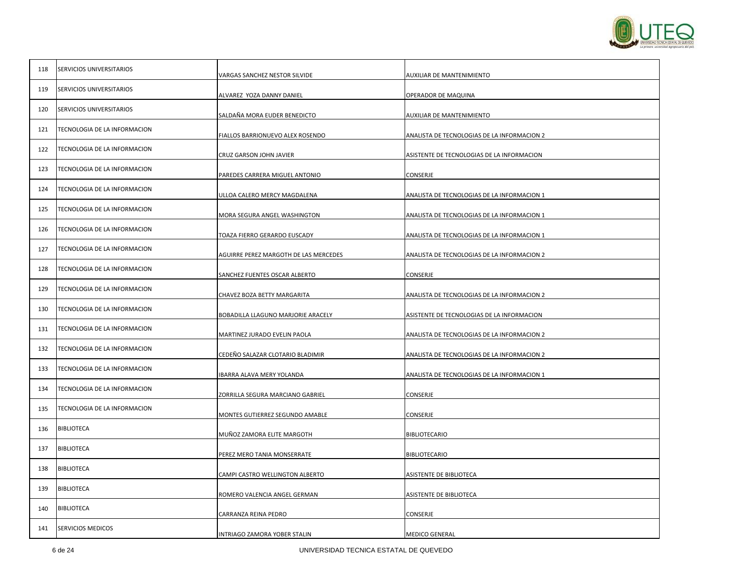| 118 | SERVICIOS UNIVERSITARIOS | VARGAS SANCHEZ NESTOR SILVIDE | AUXILIAR DE MANTENIMIENTO |
|---|---|---|---|
| 119 | SERVICIOS UNIVERSITARIOS | ALVAREZ YOZA DANNY DANIEL | OPERADOR DE MAQUINA |
| 120 | SERVICIOS UNIVERSITARIOS | SALDAÑA MORA EUDER BENEDICTO | AUXILIAR DE MANTENIMIENTO |
| 121 | TECNOLOGIA DE LA INFORMACION | FIALLOS BARRIONUEVO ALEX ROSENDO | ANALISTA DE TECNOLOGIAS DE LA INFORMACION 2 |
| 122 | TECNOLOGIA DE LA INFORMACION | CRUZ GARSON JOHN JAVIER | ASISTENTE DE TECNOLOGIAS DE LA INFORMACION |
| 123 | TECNOLOGIA DE LA INFORMACION | PAREDES CARRERA MIGUEL ANTONIO | CONSERJE |
| 124 | TECNOLOGIA DE LA INFORMACION | ULLOA CALERO MERCY MAGDALENA | ANALISTA DE TECNOLOGIAS DE LA INFORMACION 1 |
| 125 | TECNOLOGIA DE LA INFORMACION | MORA SEGURA ANGEL WASHINGTON | ANALISTA DE TECNOLOGIAS DE LA INFORMACION 1 |
| 126 | TECNOLOGIA DE LA INFORMACION | TOAZA FIERRO GERARDO EUSCADY | ANALISTA DE TECNOLOGIAS DE LA INFORMACION 1 |
| 127 | TECNOLOGIA DE LA INFORMACION | AGUIRRE PEREZ MARGOTH DE LAS MERCEDES | ANALISTA DE TECNOLOGIAS DE LA INFORMACION 2 |
| 128 | TECNOLOGIA DE LA INFORMACION | SANCHEZ FUENTES OSCAR ALBERTO | CONSERJE |
| 129 | TECNOLOGIA DE LA INFORMACION | CHAVEZ BOZA BETTY MARGARITA | ANALISTA DE TECNOLOGIAS DE LA INFORMACION 2 |
| 130 | TECNOLOGIA DE LA INFORMACION | BOBADILLA LLAGUNO MARJORIE ARACELY | ASISTENTE DE TECNOLOGIAS DE LA INFORMACION |
| 131 | TECNOLOGIA DE LA INFORMACION | MARTINEZ JURADO EVELIN PAOLA | ANALISTA DE TECNOLOGIAS DE LA INFORMACION 2 |
| 132 | TECNOLOGIA DE LA INFORMACION | CEDEÑO SALAZAR CLOTARIO BLADIMIR | ANALISTA DE TECNOLOGIAS DE LA INFORMACION 2 |
| 133 | TECNOLOGIA DE LA INFORMACION | IBARRA ALAVA MERY YOLANDA | ANALISTA DE TECNOLOGIAS DE LA INFORMACION 1 |
| 134 | TECNOLOGIA DE LA INFORMACION | ZORRILLA SEGURA MARCIANO GABRIEL | CONSERJE |
| 135 | TECNOLOGIA DE LA INFORMACION | MONTES GUTIERREZ SEGUNDO AMABLE | CONSERJE |
| 136 | BIBLIOTECA | MUÑOZ ZAMORA ELITE MARGOTH | BIBLIOTECARIO |
| 137 | BIBLIOTECA | PEREZ MERO TANIA MONSERRATE | BIBLIOTECARIO |
| 138 | BIBLIOTECA | CAMPI CASTRO WELLINGTON ALBERTO | ASISTENTE DE BIBLIOTECA |
| 139 | BIBLIOTECA | ROMERO VALENCIA ANGEL GERMAN | ASISTENTE DE BIBLIOTECA |
| 140 | BIBLIOTECA | CARRANZA REINA PEDRO | CONSERJE |
| 141 | SERVICIOS MEDICOS | INTRIAGO ZAMORA YOBER STALIN | MEDICO GENERAL |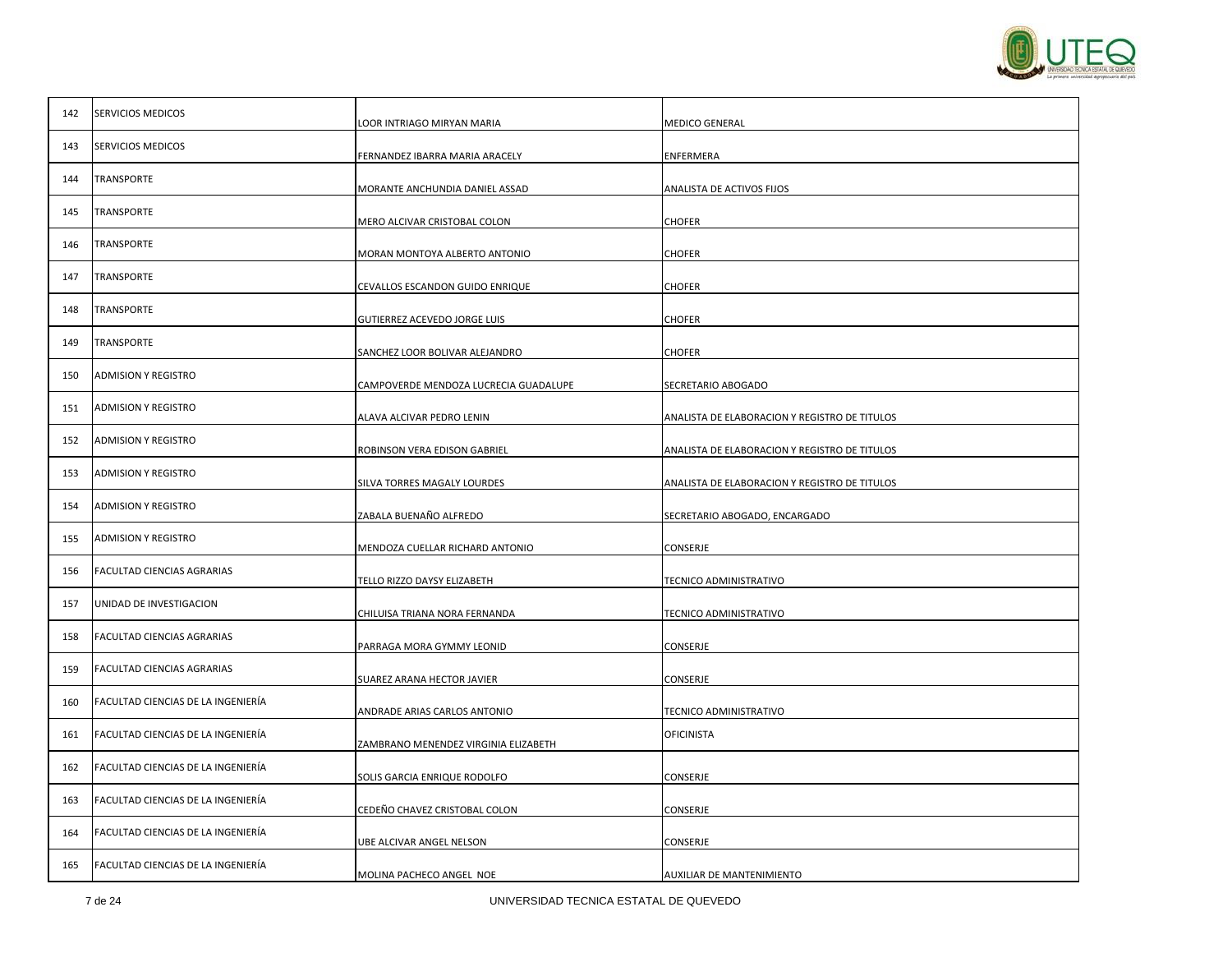| 142 | SERVICIOS MEDICOS | LOOR INTRIAGO MIRYAN MARIA | MEDICO GENERAL |
|---|---|---|---|
| 143 | SERVICIOS MEDICOS | FERNANDEZ IBARRA MARIA ARACELY | ENFERMERA |
| 144 | TRANSPORTE | MORANTE ANCHUNDIA DANIEL ASSAD | ANALISTA DE ACTIVOS FIJOS |
| 145 | TRANSPORTE | MERO ALCIVAR CRISTOBAL COLON | CHOFER |
| 146 | TRANSPORTE | MORAN MONTOYA ALBERTO ANTONIO | CHOFER |
| 147 | TRANSPORTE | CEVALLOS ESCANDON GUIDO ENRIQUE | CHOFER |
| 148 | TRANSPORTE | GUTIERREZ ACEVEDO JORGE LUIS | CHOFER |
| 149 | TRANSPORTE | SANCHEZ LOOR BOLIVAR ALEJANDRO | CHOFER |
| 150 | ADMISION Y REGISTRO | CAMPOVERDE MENDOZA LUCRECIA GUADALUPE | SECRETARIO ABOGADO |
| 151 | ADMISION Y REGISTRO | ALAVA ALCIVAR PEDRO LENIN | ANALISTA DE ELABORACION Y REGISTRO DE TITULOS |
| 152 | ADMISION Y REGISTRO | ROBINSON VERA EDISON GABRIEL | ANALISTA DE ELABORACION Y REGISTRO DE TITULOS |
| 153 | ADMISION Y REGISTRO | SILVA TORRES MAGALY LOURDES | ANALISTA DE ELABORACION Y REGISTRO DE TITULOS |
| 154 | ADMISION Y REGISTRO | ZABALA BUENAÑO ALFREDO | SECRETARIO ABOGADO, ENCARGADO |
| 155 | ADMISION Y REGISTRO | MENDOZA CUELLAR RICHARD ANTONIO | CONSERJE |
| 156 | FACULTAD CIENCIAS AGRARIAS | TELLO RIZZO DAYSY ELIZABETH | TECNICO ADMINISTRATIVO |
| 157 | UNIDAD DE INVESTIGACION | CHILUISA TRIANA NORA FERNANDA | TECNICO ADMINISTRATIVO |
| 158 | FACULTAD CIENCIAS AGRARIAS | PARRAGA MORA GYMMY LEONID | CONSERJE |
| 159 | FACULTAD CIENCIAS AGRARIAS | SUAREZ ARANA HECTOR JAVIER | CONSERJE |
| 160 | FACULTAD CIENCIAS DE LA INGENIERÍA | ANDRADE ARIAS CARLOS ANTONIO | TECNICO ADMINISTRATIVO |
| 161 | FACULTAD CIENCIAS DE LA INGENIERÍA | ZAMBRANO MENENDEZ VIRGINIA ELIZABETH | OFICINISTA |
| 162 | FACULTAD CIENCIAS DE LA INGENIERÍA | SOLIS GARCIA ENRIQUE RODOLFO | CONSERJE |
| 163 | FACULTAD CIENCIAS DE LA INGENIERÍA | CEDEÑO CHAVEZ CRISTOBAL COLON | CONSERJE |
| 164 | FACULTAD CIENCIAS DE LA INGENIERÍA | UBE ALCIVAR ANGEL NELSON | CONSERJE |
| 165 | FACULTAD CIENCIAS DE LA INGENIERÍA | MOLINA PACHECO ANGEL NOE | AUXILIAR DE MANTENIMIENTO |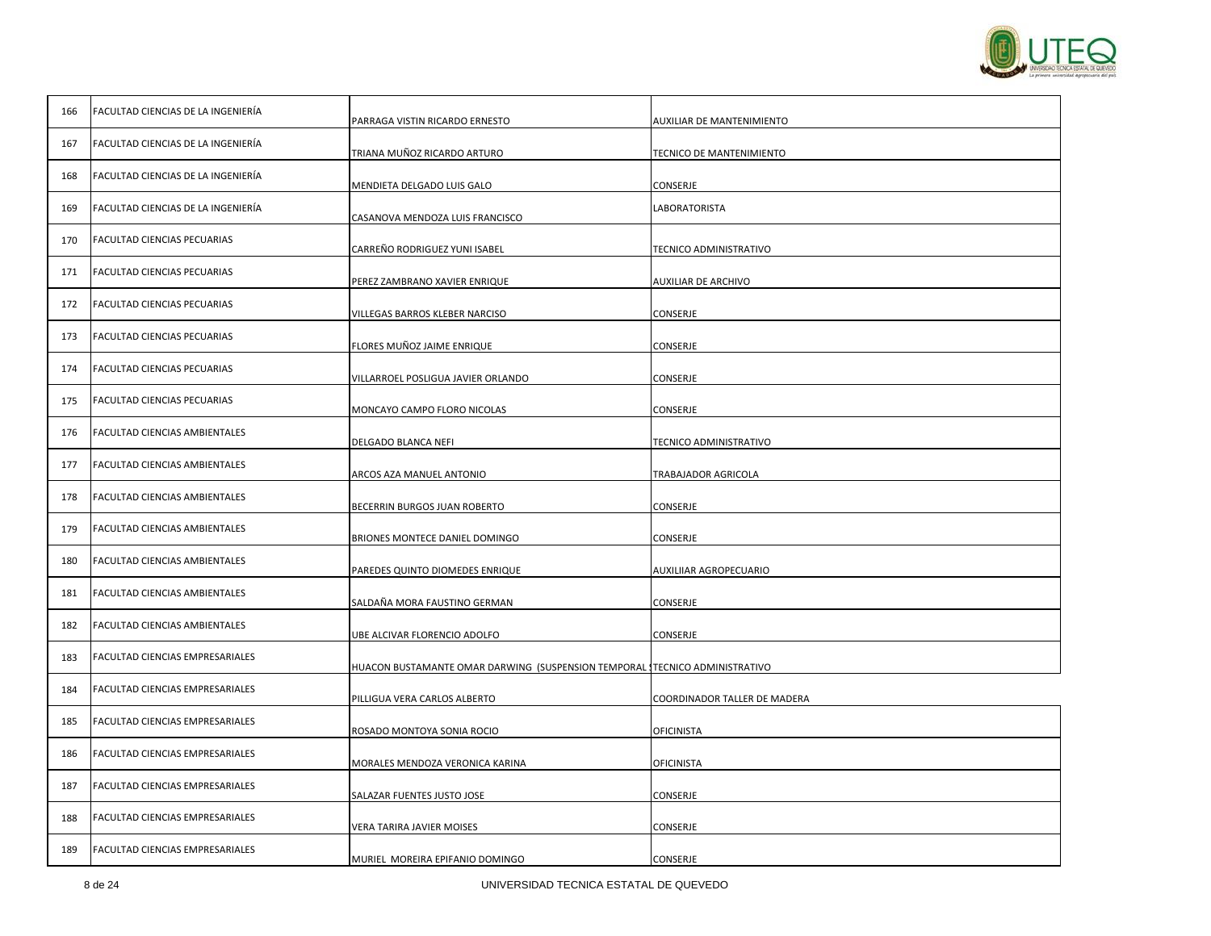| | | | |
|---|---|---|---|
| 166 | FACULTAD CIENCIAS DE LA INGENIERÍA | PARRAGA VISTIN RICARDO ERNESTO | AUXILIAR DE MANTENIMIENTO |
| 167 | FACULTAD CIENCIAS DE LA INGENIERÍA | TRIANA MUÑOZ RICARDO ARTURO | TECNICO DE MANTENIMIENTO |
| 168 | FACULTAD CIENCIAS DE LA INGENIERÍA | MENDIETA DELGADO LUIS GALO | CONSERJE |
| 169 | FACULTAD CIENCIAS DE LA INGENIERÍA | CASANOVA MENDOZA LUIS FRANCISCO | LABORATORISTA |
| 170 | FACULTAD CIENCIAS PECUARIAS | CARREÑO RODRIGUEZ YUNI ISABEL | TECNICO ADMINISTRATIVO |
| 171 | FACULTAD CIENCIAS PECUARIAS | PEREZ ZAMBRANO XAVIER ENRIQUE | AUXILIAR DE ARCHIVO |
| 172 | FACULTAD CIENCIAS PECUARIAS | VILLEGAS BARROS KLEBER NARCISO | CONSERJE |
| 173 | FACULTAD CIENCIAS PECUARIAS | FLORES MUÑOZ JAIME ENRIQUE | CONSERJE |
| 174 | FACULTAD CIENCIAS PECUARIAS | VILLARROEL POSLIGUA JAVIER ORLANDO | CONSERJE |
| 175 | FACULTAD CIENCIAS PECUARIAS | MONCAYO CAMPO FLORO NICOLAS | CONSERJE |
| 176 | FACULTAD CIENCIAS AMBIENTALES | DELGADO BLANCA NEFI | TECNICO ADMINISTRATIVO |
| 177 | FACULTAD CIENCIAS AMBIENTALES | ARCOS AZA MANUEL ANTONIO | TRABAJADOR AGRICOLA |
| 178 | FACULTAD CIENCIAS AMBIENTALES | BECERRIN BURGOS JUAN ROBERTO | CONSERJE |
| 179 | FACULTAD CIENCIAS AMBIENTALES | BRIONES MONTECE DANIEL DOMINGO | CONSERJE |
| 180 | FACULTAD CIENCIAS AMBIENTALES | PAREDES QUINTO DIOMEDES ENRIQUE | AUXILIIAR AGROPECUARIO |
| 181 | FACULTAD CIENCIAS AMBIENTALES | SALDAÑA MORA FAUSTINO GERMAN | CONSERJE |
| 182 | FACULTAD CIENCIAS AMBIENTALES | UBE ALCIVAR FLORENCIO ADOLFO | CONSERJE |
| 183 | FACULTAD CIENCIAS EMPRESARIALES | HUACON BUSTAMANTE OMAR DARWING (SUSPENSION TEMPORAL | TECNICO ADMINISTRATIVO |
| 184 | FACULTAD CIENCIAS EMPRESARIALES | PILLIGUA VERA CARLOS ALBERTO | COORDINADOR TALLER DE MADERA |
| 185 | FACULTAD CIENCIAS EMPRESARIALES | ROSADO MONTOYA SONIA ROCIO | OFICINISTA |
| 186 | FACULTAD CIENCIAS EMPRESARIALES | MORALES MENDOZA VERONICA KARINA | OFICINISTA |
| 187 | FACULTAD CIENCIAS EMPRESARIALES | SALAZAR FUENTES JUSTO JOSE | CONSERJE |
| 188 | FACULTAD CIENCIAS EMPRESARIALES | VERA TARIRA JAVIER MOISES | CONSERJE |
| 189 | FACULTAD CIENCIAS EMPRESARIALES | MURIEL MOREIRA EPIFANIO DOMINGO | CONSERJE |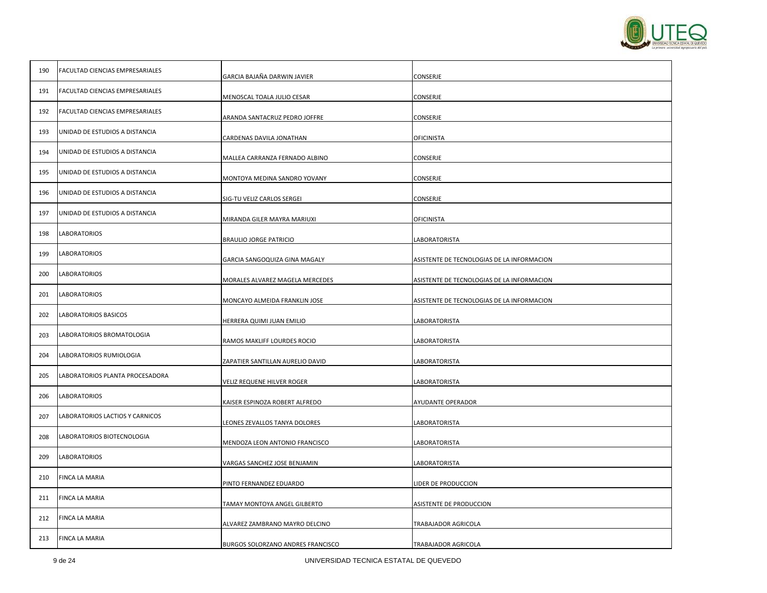| 190 | FACULTAD CIENCIAS EMPRESARIALES | GARCIA BAJAÑA DARWIN JAVIER | CONSERJE |
|---|---|---|---|
| 191 | FACULTAD CIENCIAS EMPRESARIALES | MENOSCAL TOALA JULIO CESAR | CONSERJE |
| 192 | FACULTAD CIENCIAS EMPRESARIALES | ARANDA SANTACRUZ PEDRO JOFFRE | CONSERJE |
| 193 | UNIDAD DE ESTUDIOS A DISTANCIA | CARDENAS DAVILA JONATHAN | OFICINISTA |
| 194 | UNIDAD DE ESTUDIOS A DISTANCIA | MALLEA CARRANZA FERNADO ALBINO | CONSERJE |
| 195 | UNIDAD DE ESTUDIOS A DISTANCIA | MONTOYA MEDINA SANDRO YOVANY | CONSERJE |
| 196 | UNIDAD DE ESTUDIOS A DISTANCIA | SIG-TU VELIZ CARLOS SERGEI | CONSERJE |
| 197 | UNIDAD DE ESTUDIOS A DISTANCIA | MIRANDA GILER MAYRA MARIUXI | OFICINISTA |
| 198 | LABORATORIOS | BRAULIO JORGE PATRICIO | LABORATORISTA |
| 199 | LABORATORIOS | GARCIA SANGOQUIZA GINA MAGALY | ASISTENTE DE TECNOLOGIAS DE LA INFORMACION |
| 200 | LABORATORIOS | MORALES ALVAREZ MAGELA MERCEDES | ASISTENTE DE TECNOLOGIAS DE LA INFORMACION |
| 201 | LABORATORIOS | MONCAYO ALMEIDA FRANKLIN JOSE | ASISTENTE DE TECNOLOGIAS DE LA INFORMACION |
| 202 | LABORATORIOS BASICOS | HERRERA QUIMI JUAN EMILIO | LABORATORISTA |
| 203 | LABORATORIOS BROMATOLOGIA | RAMOS MAKLIFF LOURDES ROCIO | LABORATORISTA |
| 204 | LABORATORIOS RUMIOLOGIA | ZAPATIER SANTILLAN AURELIO DAVID | LABORATORISTA |
| 205 | LABORATORIOS PLANTA PROCESADORA | VELIZ REQUENE HILVER ROGER | LABORATORISTA |
| 206 | LABORATORIOS | KAISER ESPINOZA ROBERT ALFREDO | AYUDANTE OPERADOR |
| 207 | LABORATORIOS LACTIOS Y CARNICOS | LEONES ZEVALLOS TANYA DOLORES | LABORATORISTA |
| 208 | LABORATORIOS BIOTECNOLOGIA | MENDOZA LEON ANTONIO FRANCISCO | LABORATORISTA |
| 209 | LABORATORIOS | VARGAS SANCHEZ JOSE BENJAMIN | LABORATORISTA |
| 210 | FINCA LA MARIA | PINTO FERNANDEZ EDUARDO | LIDER DE PRODUCCION |
| 211 | FINCA LA MARIA | TAMAY MONTOYA ANGEL GILBERTO | ASISTENTE DE PRODUCCION |
| 212 | FINCA LA MARIA | ALVAREZ ZAMBRANO MAYRO DELCINO | TRABAJADOR AGRICOLA |
| 213 | FINCA LA MARIA | BURGOS SOLORZANO ANDRES FRANCISCO | TRABAJADOR AGRICOLA |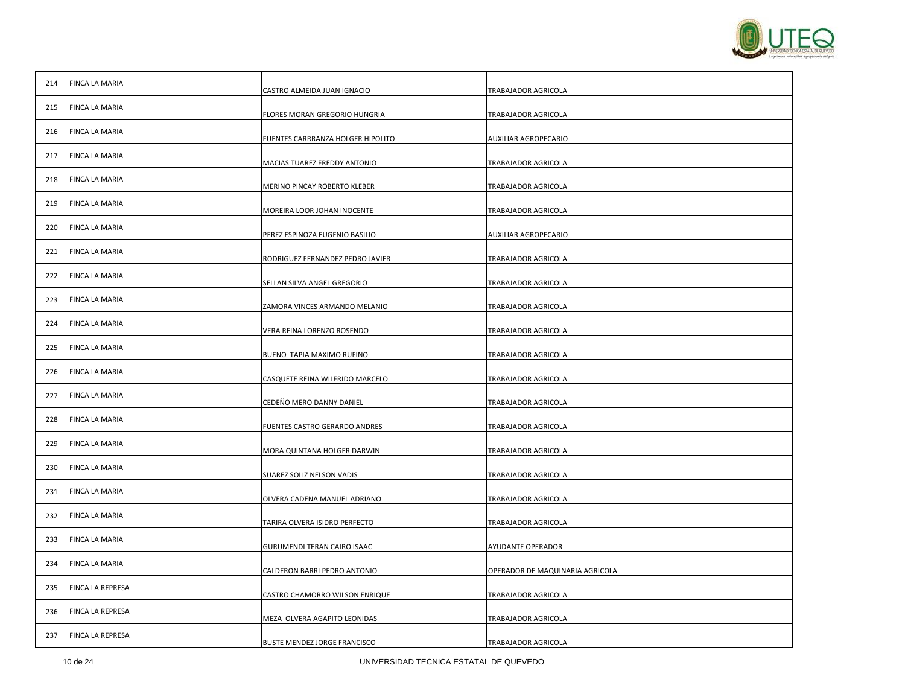| | | | |
|---|---|---|---|
| 214 | FINCA LA MARIA | CASTRO ALMEIDA JUAN IGNACIO | TRABAJADOR AGRICOLA |
| 215 | FINCA LA MARIA | FLORES MORAN GREGORIO HUNGRIA | TRABAJADOR AGRICOLA |
| 216 | FINCA LA MARIA | FUENTES CARRRANZA HOLGER HIPOLITO | AUXILIAR AGROPECARIO |
| 217 | FINCA LA MARIA | MACIAS TUAREZ FREDDY ANTONIO | TRABAJADOR AGRICOLA |
| 218 | FINCA LA MARIA | MERINO PINCAY ROBERTO KLEBER | TRABAJADOR AGRICOLA |
| 219 | FINCA LA MARIA | MOREIRA LOOR JOHAN INOCENTE | TRABAJADOR AGRICOLA |
| 220 | FINCA LA MARIA | PEREZ ESPINOZA EUGENIO BASILIO | AUXILIAR AGROPECARIO |
| 221 | FINCA LA MARIA | RODRIGUEZ FERNANDEZ PEDRO JAVIER | TRABAJADOR AGRICOLA |
| 222 | FINCA LA MARIA | SELLAN SILVA ANGEL GREGORIO | TRABAJADOR AGRICOLA |
| 223 | FINCA LA MARIA | ZAMORA VINCES ARMANDO MELANIO | TRABAJADOR AGRICOLA |
| 224 | FINCA LA MARIA | VERA REINA LORENZO ROSENDO | TRABAJADOR AGRICOLA |
| 225 | FINCA LA MARIA | BUENO TAPIA MAXIMO RUFINO | TRABAJADOR AGRICOLA |
| 226 | FINCA LA MARIA | CASQUETE REINA WILFRIDO MARCELO | TRABAJADOR AGRICOLA |
| 227 | FINCA LA MARIA | CEDEÑO MERO DANNY DANIEL | TRABAJADOR AGRICOLA |
| 228 | FINCA LA MARIA | FUENTES CASTRO GERARDO ANDRES | TRABAJADOR AGRICOLA |
| 229 | FINCA LA MARIA | MORA QUINTANA HOLGER DARWIN | TRABAJADOR AGRICOLA |
| 230 | FINCA LA MARIA | SUAREZ SOLIZ NELSON VADIS | TRABAJADOR AGRICOLA |
| 231 | FINCA LA MARIA | OLVERA CADENA MANUEL ADRIANO | TRABAJADOR AGRICOLA |
| 232 | FINCA LA MARIA | TARIRA OLVERA ISIDRO PERFECTO | TRABAJADOR AGRICOLA |
| 233 | FINCA LA MARIA | GURUMENDI TERAN CAIRO ISAAC | AYUDANTE OPERADOR |
| 234 | FINCA LA MARIA | CALDERON BARRI PEDRO ANTONIO | OPERADOR DE MAQUINARIA AGRICOLA |
| 235 | FINCA LA REPRESA | CASTRO CHAMORRO WILSON ENRIQUE | TRABAJADOR AGRICOLA |
| 236 | FINCA LA REPRESA | MEZA OLVERA AGAPITO LEONIDAS | TRABAJADOR AGRICOLA |
| 237 | FINCA LA REPRESA | BUSTE MENDEZ JORGE FRANCISCO | TRABAJADOR AGRICOLA |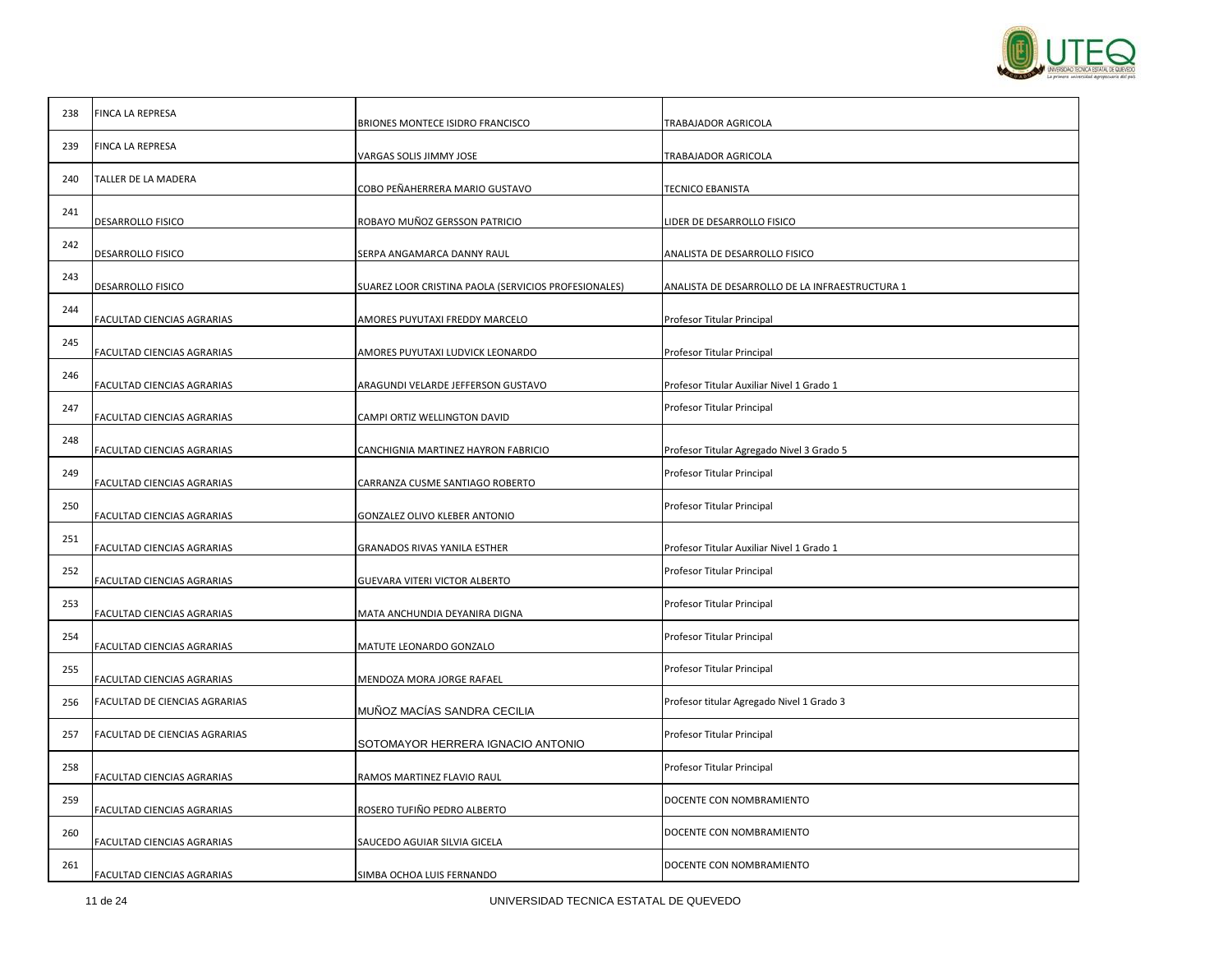| 238 | FINCA LA REPRESA | BRIONES MONTECE ISIDRO FRANCISCO | TRABAJADOR AGRICOLA |
|---|---|---|---|
| 239 | FINCA LA REPRESA | VARGAS SOLIS JIMMY JOSE | TRABAJADOR AGRICOLA |
| 240 | TALLER DE LA MADERA | COBO PEÑAHERRERA MARIO GUSTAVO | TECNICO EBANISTA |
| 241 | DESARROLLO FISICO | ROBAYO MUÑOZ GERSSON PATRICIO | LIDER DE DESARROLLO FISICO |
| 242 | DESARROLLO FISICO | SERPA ANGAMARCA DANNY RAUL | ANALISTA DE DESARROLLO FISICO |
| 243 | DESARROLLO FISICO | SUAREZ LOOR CRISTINA PAOLA (SERVICIOS PROFESIONALES) | ANALISTA DE DESARROLLO DE LA INFRAESTRUCTURA 1 |
| 244 | FACULTAD CIENCIAS AGRARIAS | AMORES PUYUTAXI FREDDY MARCELO | Profesor Titular Principal |
| 245 | FACULTAD CIENCIAS AGRARIAS | AMORES PUYUTAXI LUDVICK LEONARDO | Profesor Titular Principal |
| 246 | FACULTAD CIENCIAS AGRARIAS | ARAGUNDI VELARDE JEFFERSON GUSTAVO | Profesor Titular Auxiliar Nivel 1 Grado 1 |
| 247 | FACULTAD CIENCIAS AGRARIAS | CAMPI ORTIZ WELLINGTON DAVID | Profesor Titular Principal |
| 248 | FACULTAD CIENCIAS AGRARIAS | CANCHIGNIA MARTINEZ HAYRON FABRICIO | Profesor Titular Agregado Nivel 3 Grado 5 |
| 249 | FACULTAD CIENCIAS AGRARIAS | CARRANZA CUSME SANTIAGO ROBERTO | Profesor Titular Principal |
| 250 | FACULTAD CIENCIAS AGRARIAS | GONZALEZ OLIVO KLEBER ANTONIO | Profesor Titular Principal |
| 251 | FACULTAD CIENCIAS AGRARIAS | GRANADOS RIVAS YANILA ESTHER | Profesor Titular Auxiliar Nivel 1 Grado 1 |
| 252 | FACULTAD CIENCIAS AGRARIAS | GUEVARA VITERI VICTOR ALBERTO | Profesor Titular Principal |
| 253 | FACULTAD CIENCIAS AGRARIAS | MATA ANCHUNDIA DEYANIRA DIGNA | Profesor Titular Principal |
| 254 | FACULTAD CIENCIAS AGRARIAS | MATUTE LEONARDO GONZALO | Profesor Titular Principal |
| 255 | FACULTAD CIENCIAS AGRARIAS | MENDOZA MORA JORGE RAFAEL | Profesor Titular Principal |
| 256 | FACULTAD DE CIENCIAS AGRARIAS | MUÑOZ MACÍAS SANDRA CECILIA | Profesor titular Agregado Nivel 1 Grado 3 |
| 257 | FACULTAD DE CIENCIAS AGRARIAS | SOTOMAYOR HERRERA IGNACIO ANTONIO | Profesor Titular Principal |
| 258 | FACULTAD CIENCIAS AGRARIAS | RAMOS MARTINEZ FLAVIO RAUL | Profesor Titular Principal |
| 259 | FACULTAD CIENCIAS AGRARIAS | ROSERO TUFIÑO PEDRO ALBERTO | DOCENTE CON NOMBRAMIENTO |
| 260 | FACULTAD CIENCIAS AGRARIAS | SAUCEDO AGUIAR SILVIA GICELA | DOCENTE CON NOMBRAMIENTO |
| 261 | FACULTAD CIENCIAS AGRARIAS | SIMBA OCHOA LUIS FERNANDO | DOCENTE CON NOMBRAMIENTO |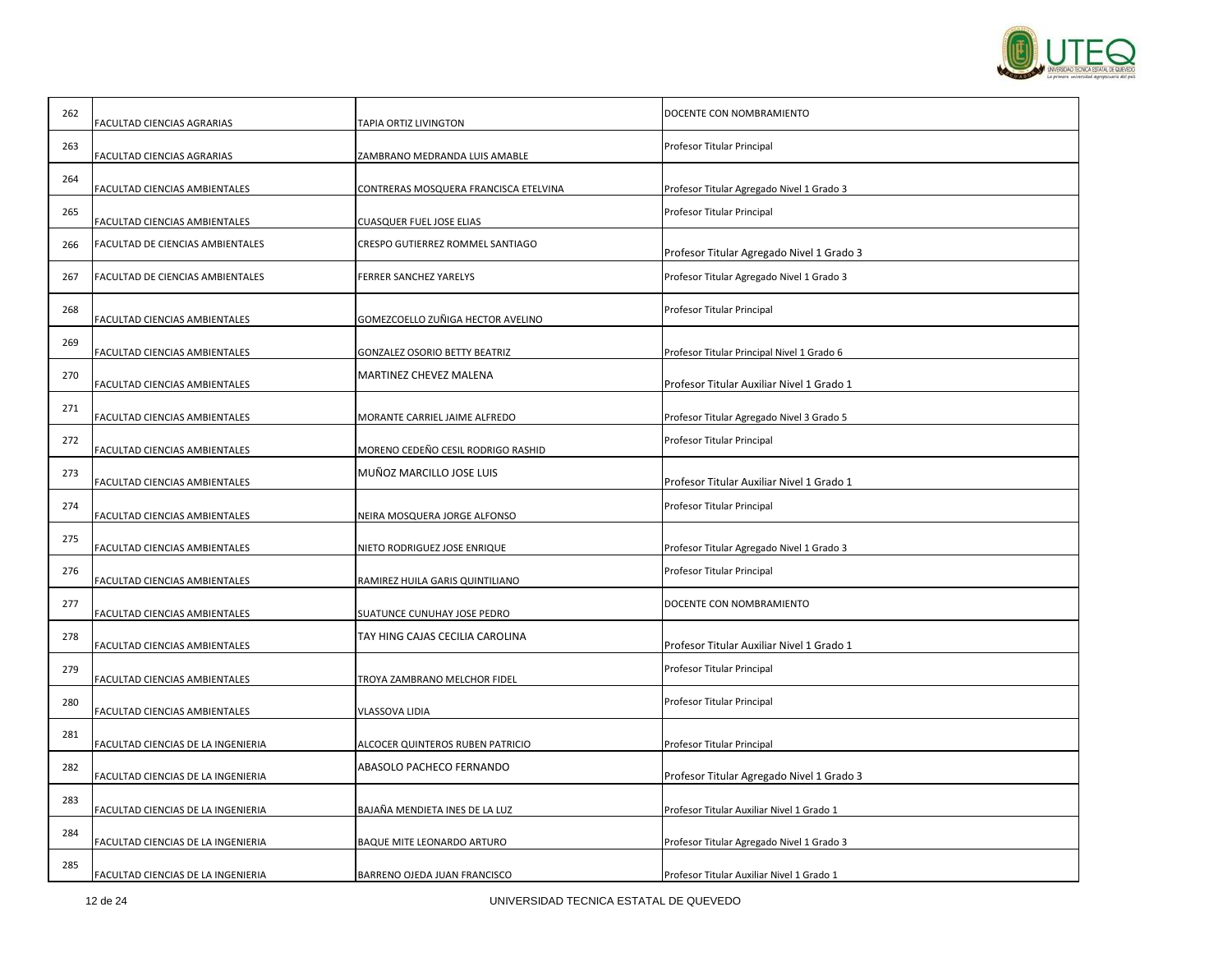| 262 | FACULTAD CIENCIAS AGRARIAS | TAPIA ORTIZ LIVINGTON | DOCENTE CON NOMBRAMIENTO |
|---|---|---|---|
| 263 | FACULTAD CIENCIAS AGRARIAS | ZAMBRANO MEDRANDA LUIS AMABLE | Profesor Titular Principal |
| 264 | FACULTAD CIENCIAS AMBIENTALES | CONTRERAS MOSQUERA FRANCISCA ETELVINA | Profesor Titular Agregado Nivel 1 Grado 3 |
| 265 | FACULTAD CIENCIAS AMBIENTALES | CUASQUER FUEL JOSE ELIAS | Profesor Titular Principal |
| 266 | FACULTAD DE CIENCIAS AMBIENTALES | CRESPO GUTIERREZ ROMMEL SANTIAGO | Profesor Titular Agregado Nivel 1 Grado 3 |
| 267 | FACULTAD DE CIENCIAS AMBIENTALES | FERRER SANCHEZ YARELYS | Profesor Titular Agregado Nivel 1 Grado 3 |
| 268 | FACULTAD CIENCIAS AMBIENTALES | GOMEZCOELLO ZUÑIGA HECTOR AVELINO | Profesor Titular Principal |
| 269 | FACULTAD CIENCIAS AMBIENTALES | GONZALEZ OSORIO BETTY BEATRIZ | Profesor Titular Principal Nivel 1 Grado 6 |
| 270 | FACULTAD CIENCIAS AMBIENTALES | MARTINEZ CHEVEZ MALENA | Profesor Titular Auxiliar Nivel 1 Grado 1 |
| 271 | FACULTAD CIENCIAS AMBIENTALES | MORANTE CARRIEL JAIME ALFREDO | Profesor Titular Agregado Nivel 3 Grado 5 |
| 272 | FACULTAD CIENCIAS AMBIENTALES | MORENO CEDEÑO CESIL RODRIGO RASHID | Profesor Titular Principal |
| 273 | FACULTAD CIENCIAS AMBIENTALES | MUÑOZ MARCILLO JOSE LUIS | Profesor Titular Auxiliar Nivel 1 Grado 1 |
| 274 | FACULTAD CIENCIAS AMBIENTALES | NEIRA MOSQUERA JORGE ALFONSO | Profesor Titular Principal |
| 275 | FACULTAD CIENCIAS AMBIENTALES | NIETO RODRIGUEZ JOSE ENRIQUE | Profesor Titular Agregado Nivel 1 Grado 3 |
| 276 | FACULTAD CIENCIAS AMBIENTALES | RAMIREZ HUILA GARIS QUINTILIANO | Profesor Titular Principal |
| 277 | FACULTAD CIENCIAS AMBIENTALES | SUATUNCE CUNUHAY JOSE PEDRO | DOCENTE CON NOMBRAMIENTO |
| 278 | FACULTAD CIENCIAS AMBIENTALES | TAY HING CAJAS CECILIA CAROLINA | Profesor Titular Auxiliar Nivel 1 Grado 1 |
| 279 | FACULTAD CIENCIAS AMBIENTALES | TROYA ZAMBRANO MELCHOR FIDEL | Profesor Titular Principal |
| 280 | FACULTAD CIENCIAS AMBIENTALES | VLASSOVA LIDIA | Profesor Titular Principal |
| 281 | FACULTAD CIENCIAS DE LA INGENIERIA | ALCOCER QUINTEROS RUBEN PATRICIO | Profesor Titular Principal |
| 282 | FACULTAD CIENCIAS DE LA INGENIERIA | ABASOLO PACHECO FERNANDO | Profesor Titular Agregado Nivel 1 Grado 3 |
| 283 | FACULTAD CIENCIAS DE LA INGENIERIA | BAJAÑA MENDIETA INES DE LA LUZ | Profesor Titular Auxiliar Nivel 1 Grado 1 |
| 284 | FACULTAD CIENCIAS DE LA INGENIERIA | BAQUE MITE LEONARDO ARTURO | Profesor Titular Agregado Nivel 1 Grado 3 |
| 285 | FACULTAD CIENCIAS DE LA INGENIERIA | BARRENO OJEDA JUAN FRANCISCO | Profesor Titular Auxiliar Nivel 1 Grado 1 |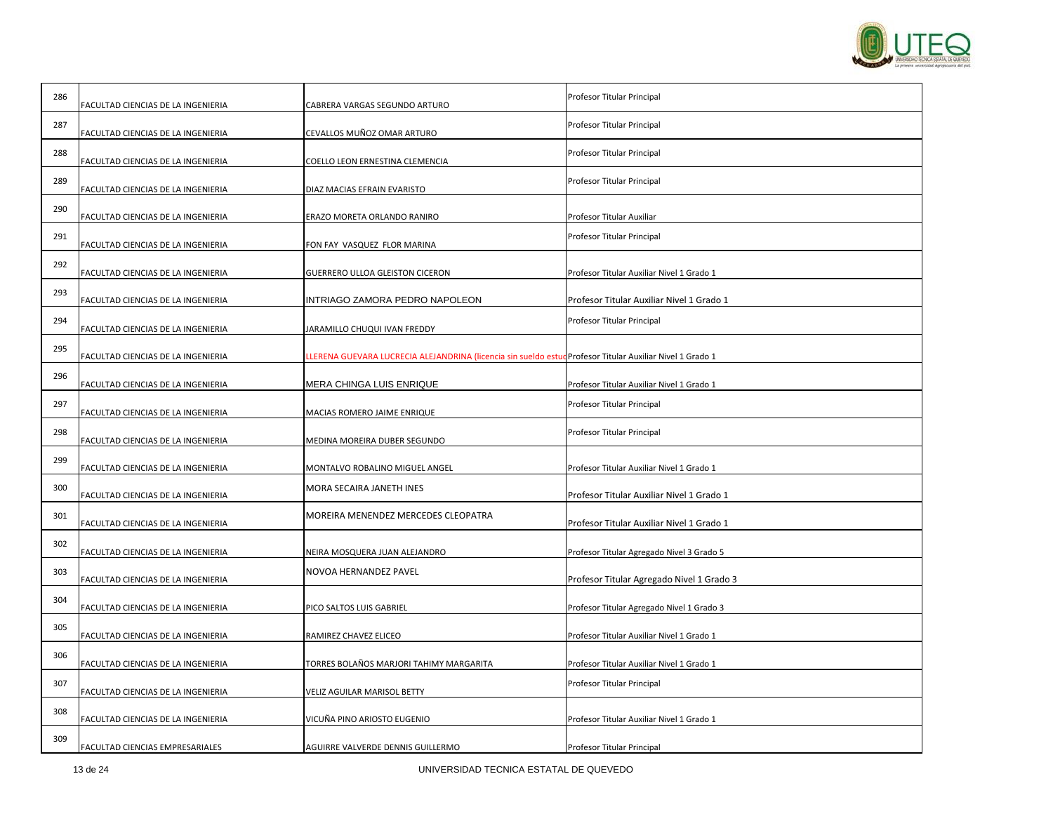| | | | |
|---|---|---|---|
| 286 | FACULTAD CIENCIAS DE LA INGENIERIA | CABRERA VARGAS SEGUNDO ARTURO | Profesor Titular Principal |
| 287 | FACULTAD CIENCIAS DE LA INGENIERIA | CEVALLOS MUÑOZ OMAR ARTURO | Profesor Titular Principal |
| 288 | FACULTAD CIENCIAS DE LA INGENIERIA | COELLO LEON ERNESTINA CLEMENCIA | Profesor Titular Principal |
| 289 | FACULTAD CIENCIAS DE LA INGENIERIA | DIAZ MACIAS EFRAIN EVARISTO | Profesor Titular Principal |
| 290 | FACULTAD CIENCIAS DE LA INGENIERIA | ERAZO MORETA ORLANDO RANIRO | Profesor Titular Auxiliar |
| 291 | FACULTAD CIENCIAS DE LA INGENIERIA | FON FAY VASQUEZ FLOR MARINA | Profesor Titular Principal |
| 292 | FACULTAD CIENCIAS DE LA INGENIERIA | GUERRERO ULLOA GLEISTON CICERON | Profesor Titular Auxiliar Nivel 1 Grado 1 |
| 293 | FACULTAD CIENCIAS DE LA INGENIERIA | INTRIAGO ZAMORA PEDRO NAPOLEON | Profesor Titular Auxiliar Nivel 1 Grado 1 |
| 294 | FACULTAD CIENCIAS DE LA INGENIERIA | JARAMILLO CHUQUI IVAN FREDDY | Profesor Titular Principal |
| 295 | FACULTAD CIENCIAS DE LA INGENIERIA | LLERENA GUEVARA LUCRECIA ALEJANDRINA (licencia sin sueldo estud | Profesor Titular Auxiliar Nivel 1 Grado 1 |
| 296 | FACULTAD CIENCIAS DE LA INGENIERIA | MERA CHINGA LUIS ENRIQUE | Profesor Titular Auxiliar Nivel 1 Grado 1 |
| 297 | FACULTAD CIENCIAS DE LA INGENIERIA | MACIAS ROMERO JAIME ENRIQUE | Profesor Titular Principal |
| 298 | FACULTAD CIENCIAS DE LA INGENIERIA | MEDINA MOREIRA DUBER SEGUNDO | Profesor Titular Principal |
| 299 | FACULTAD CIENCIAS DE LA INGENIERIA | MONTALVO ROBALINO MIGUEL ANGEL | Profesor Titular Auxiliar Nivel 1 Grado 1 |
| 300 | FACULTAD CIENCIAS DE LA INGENIERIA | MORA SECAIRA JANETH INES | Profesor Titular Auxiliar Nivel 1 Grado 1 |
| 301 | FACULTAD CIENCIAS DE LA INGENIERIA | MOREIRA MENENDEZ MERCEDES CLEOPATRA | Profesor Titular Auxiliar Nivel 1 Grado 1 |
| 302 | FACULTAD CIENCIAS DE LA INGENIERIA | NEIRA MOSQUERA JUAN ALEJANDRO | Profesor Titular Agregado Nivel 3 Grado 5 |
| 303 | FACULTAD CIENCIAS DE LA INGENIERIA | NOVOA HERNANDEZ PAVEL | Profesor Titular Agregado Nivel 1 Grado 3 |
| 304 | FACULTAD CIENCIAS DE LA INGENIERIA | PICO SALTOS LUIS GABRIEL | Profesor Titular Agregado Nivel 1 Grado 3 |
| 305 | FACULTAD CIENCIAS DE LA INGENIERIA | RAMIREZ CHAVEZ ELICEO | Profesor Titular Auxiliar Nivel 1 Grado 1 |
| 306 | FACULTAD CIENCIAS DE LA INGENIERIA | TORRES BOLAÑOS MARJORI TAHIMY MARGARITA | Profesor Titular Auxiliar Nivel 1 Grado 1 |
| 307 | FACULTAD CIENCIAS DE LA INGENIERIA | VELIZ AGUILAR MARISOL BETTY | Profesor Titular Principal |
| 308 | FACULTAD CIENCIAS DE LA INGENIERIA | VICUÑA PINO ARIOSTO EUGENIO | Profesor Titular Auxiliar Nivel 1 Grado 1 |
| 309 | FACULTAD CIENCIAS EMPRESARIALES | AGUIRRE VALVERDE DENNIS GUILLERMO | Profesor Titular Principal |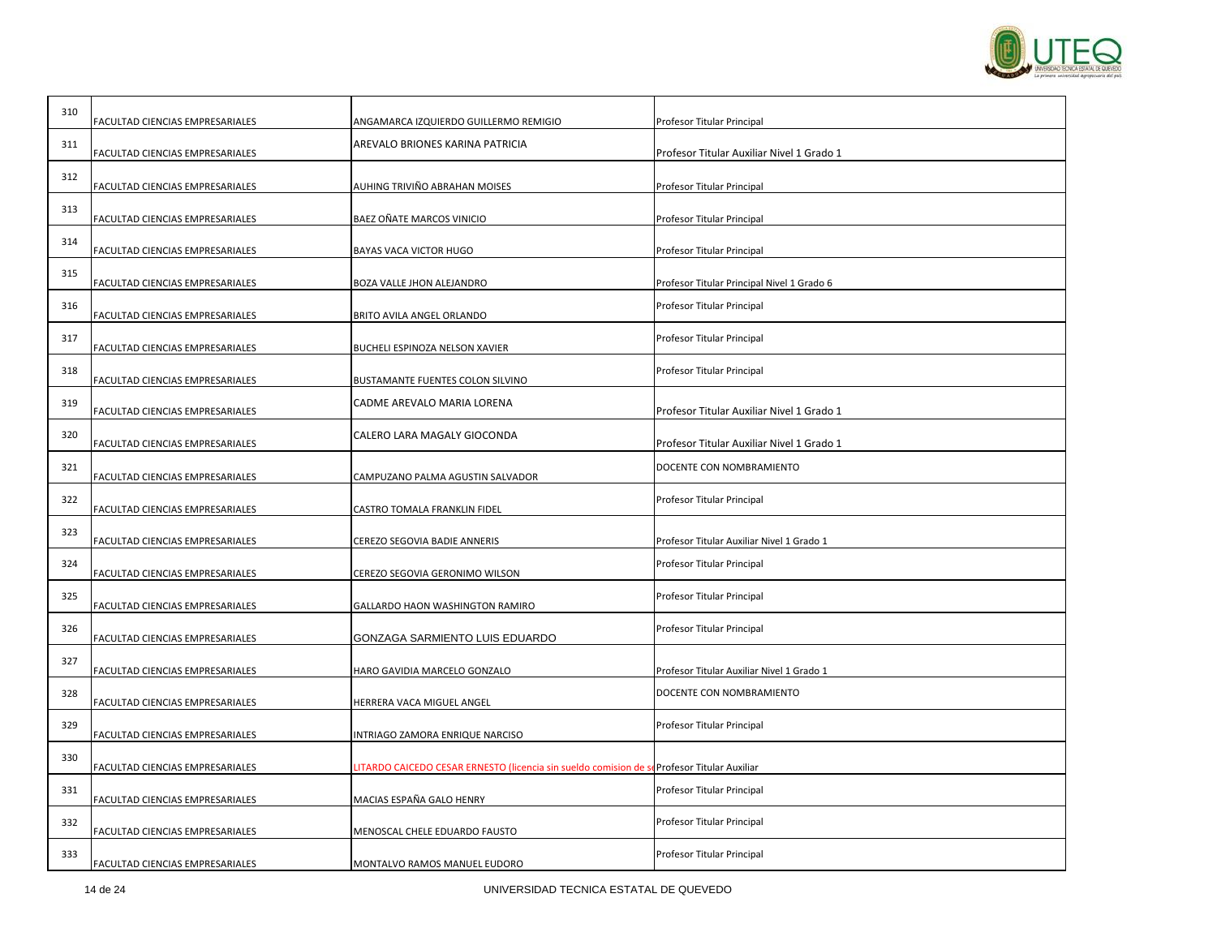| | | | |
|---|---|---|---|
| 310 | FACULTAD CIENCIAS EMPRESARIALES | ANGAMARCA IZQUIERDO GUILLERMO REMIGIO | Profesor Titular Principal |
| 311 | FACULTAD CIENCIAS EMPRESARIALES | AREVALO BRIONES KARINA PATRICIA | Profesor Titular Auxiliar Nivel 1 Grado 1 |
| 312 | FACULTAD CIENCIAS EMPRESARIALES | AUHING TRIVIÑO ABRAHAN MOISES | Profesor Titular Principal |
| 313 | FACULTAD CIENCIAS EMPRESARIALES | BAEZ OÑATE MARCOS VINICIO | Profesor Titular Principal |
| 314 | FACULTAD CIENCIAS EMPRESARIALES | BAYAS VACA VICTOR HUGO | Profesor Titular Principal |
| 315 | FACULTAD CIENCIAS EMPRESARIALES | BOZA VALLE JHON ALEJANDRO | Profesor Titular Principal Nivel 1 Grado 6 |
| 316 | FACULTAD CIENCIAS EMPRESARIALES | BRITO AVILA ANGEL ORLANDO | Profesor Titular Principal |
| 317 | FACULTAD CIENCIAS EMPRESARIALES | BUCHELI ESPINOZA NELSON XAVIER | Profesor Titular Principal |
| 318 | FACULTAD CIENCIAS EMPRESARIALES | BUSTAMANTE FUENTES COLON SILVINO | Profesor Titular Principal |
| 319 | FACULTAD CIENCIAS EMPRESARIALES | CADME AREVALO MARIA LORENA | Profesor Titular Auxiliar Nivel 1 Grado 1 |
| 320 | FACULTAD CIENCIAS EMPRESARIALES | CALERO LARA MAGALY GIOCONDA | Profesor Titular Auxiliar Nivel 1 Grado 1 |
| 321 | FACULTAD CIENCIAS EMPRESARIALES | CAMPUZANO PALMA AGUSTIN SALVADOR | DOCENTE CON NOMBRAMIENTO |
| 322 | FACULTAD CIENCIAS EMPRESARIALES | CASTRO TOMALA FRANKLIN FIDEL | Profesor Titular Principal |
| 323 | FACULTAD CIENCIAS EMPRESARIALES | CEREZO SEGOVIA BADIE ANNERIS | Profesor Titular Auxiliar Nivel 1 Grado 1 |
| 324 | FACULTAD CIENCIAS EMPRESARIALES | CEREZO SEGOVIA GERONIMO WILSON | Profesor Titular Principal |
| 325 | FACULTAD CIENCIAS EMPRESARIALES | GALLARDO HAON WASHINGTON RAMIRO | Profesor Titular Principal |
| 326 | FACULTAD CIENCIAS EMPRESARIALES | GONZAGA SARMIENTO LUIS EDUARDO | Profesor Titular Principal |
| 327 | FACULTAD CIENCIAS EMPRESARIALES | HARO GAVIDIA MARCELO GONZALO | Profesor Titular Auxiliar Nivel 1 Grado 1 |
| 328 | FACULTAD CIENCIAS EMPRESARIALES | HERRERA VACA MIGUEL ANGEL | DOCENTE CON NOMBRAMIENTO |
| 329 | FACULTAD CIENCIAS EMPRESARIALES | INTRIAGO ZAMORA ENRIQUE NARCISO | Profesor Titular Principal |
| 330 | FACULTAD CIENCIAS EMPRESARIALES | LITARDO CAICEDO CESAR ERNESTO (licencia sin sueldo comision de s | Profesor Titular Auxiliar |
| 331 | FACULTAD CIENCIAS EMPRESARIALES | MACIAS ESPAÑA GALO HENRY | Profesor Titular Principal |
| 332 | FACULTAD CIENCIAS EMPRESARIALES | MENOSCAL CHELE EDUARDO FAUSTO | Profesor Titular Principal |
| 333 | FACULTAD CIENCIAS EMPRESARIALES | MONTALVO RAMOS MANUEL EUDORO | Profesor Titular Principal |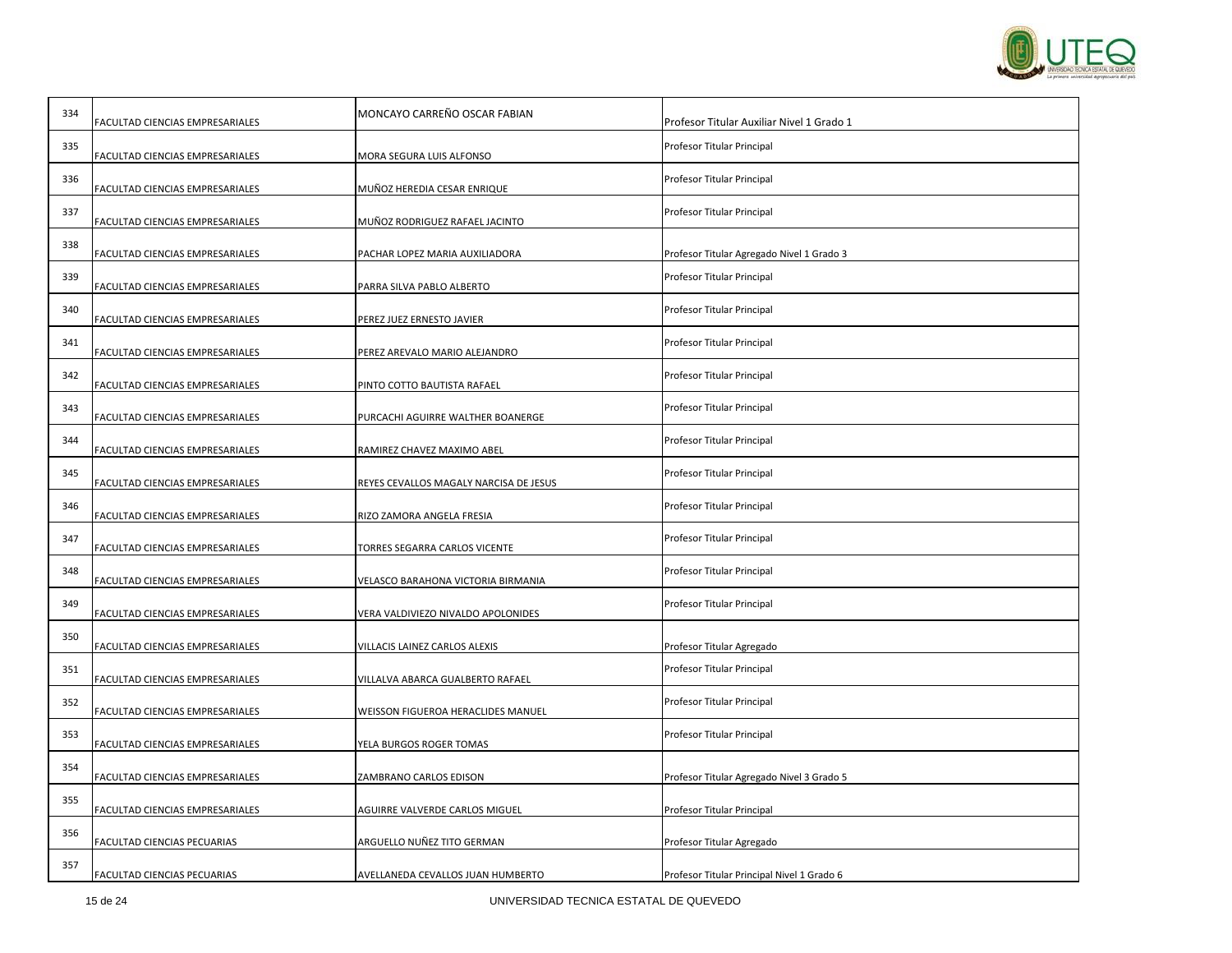| | | | |
|---|---|---|---|
| 334 | FACULTAD CIENCIAS EMPRESARIALES | MONCAYO CARREÑO OSCAR FABIAN | Profesor Titular Auxiliar Nivel 1 Grado 1 |
| 335 | FACULTAD CIENCIAS EMPRESARIALES | MORA SEGURA LUIS ALFONSO | Profesor Titular Principal |
| 336 | FACULTAD CIENCIAS EMPRESARIALES | MUÑOZ HEREDIA CESAR ENRIQUE | Profesor Titular Principal |
| 337 | FACULTAD CIENCIAS EMPRESARIALES | MUÑOZ RODRIGUEZ RAFAEL JACINTO | Profesor Titular Principal |
| 338 | FACULTAD CIENCIAS EMPRESARIALES | PACHAR LOPEZ MARIA AUXILIADORA | Profesor Titular Agregado Nivel 1 Grado 3 |
| 339 | FACULTAD CIENCIAS EMPRESARIALES | PARRA SILVA PABLO ALBERTO | Profesor Titular Principal |
| 340 | FACULTAD CIENCIAS EMPRESARIALES | PEREZ JUEZ ERNESTO JAVIER | Profesor Titular Principal |
| 341 | FACULTAD CIENCIAS EMPRESARIALES | PEREZ AREVALO MARIO ALEJANDRO | Profesor Titular Principal |
| 342 | FACULTAD CIENCIAS EMPRESARIALES | PINTO COTTO BAUTISTA RAFAEL | Profesor Titular Principal |
| 343 | FACULTAD CIENCIAS EMPRESARIALES | PURCACHI AGUIRRE WALTHER BOANERGE | Profesor Titular Principal |
| 344 | FACULTAD CIENCIAS EMPRESARIALES | RAMIREZ CHAVEZ MAXIMO ABEL | Profesor Titular Principal |
| 345 | FACULTAD CIENCIAS EMPRESARIALES | REYES CEVALLOS MAGALY NARCISA DE JESUS | Profesor Titular Principal |
| 346 | FACULTAD CIENCIAS EMPRESARIALES | RIZO ZAMORA ANGELA FRESIA | Profesor Titular Principal |
| 347 | FACULTAD CIENCIAS EMPRESARIALES | TORRES SEGARRA CARLOS VICENTE | Profesor Titular Principal |
| 348 | FACULTAD CIENCIAS EMPRESARIALES | VELASCO BARAHONA VICTORIA BIRMANIA | Profesor Titular Principal |
| 349 | FACULTAD CIENCIAS EMPRESARIALES | VERA VALDIVIEZO NIVALDO APOLONIDES | Profesor Titular Principal |
| 350 | FACULTAD CIENCIAS EMPRESARIALES | VILLACIS LAINEZ CARLOS ALEXIS | Profesor Titular Agregado |
| 351 | FACULTAD CIENCIAS EMPRESARIALES | VILLALVA ABARCA GUALBERTO RAFAEL | Profesor Titular Principal |
| 352 | FACULTAD CIENCIAS EMPRESARIALES | WEISSON FIGUEROA HERACLIDES MANUEL | Profesor Titular Principal |
| 353 | FACULTAD CIENCIAS EMPRESARIALES | YELA BURGOS ROGER TOMAS | Profesor Titular Principal |
| 354 | FACULTAD CIENCIAS EMPRESARIALES | ZAMBRANO CARLOS EDISON | Profesor Titular Agregado Nivel 3 Grado 5 |
| 355 | FACULTAD CIENCIAS EMPRESARIALES | AGUIRRE VALVERDE CARLOS MIGUEL | Profesor Titular Principal |
| 356 | FACULTAD CIENCIAS PECUARIAS | ARGUELLO NUÑEZ TITO GERMAN | Profesor Titular Agregado |
| 357 | FACULTAD CIENCIAS PECUARIAS | AVELLANEDA CEVALLOS JUAN HUMBERTO | Profesor Titular Principal Nivel 1 Grado 6 |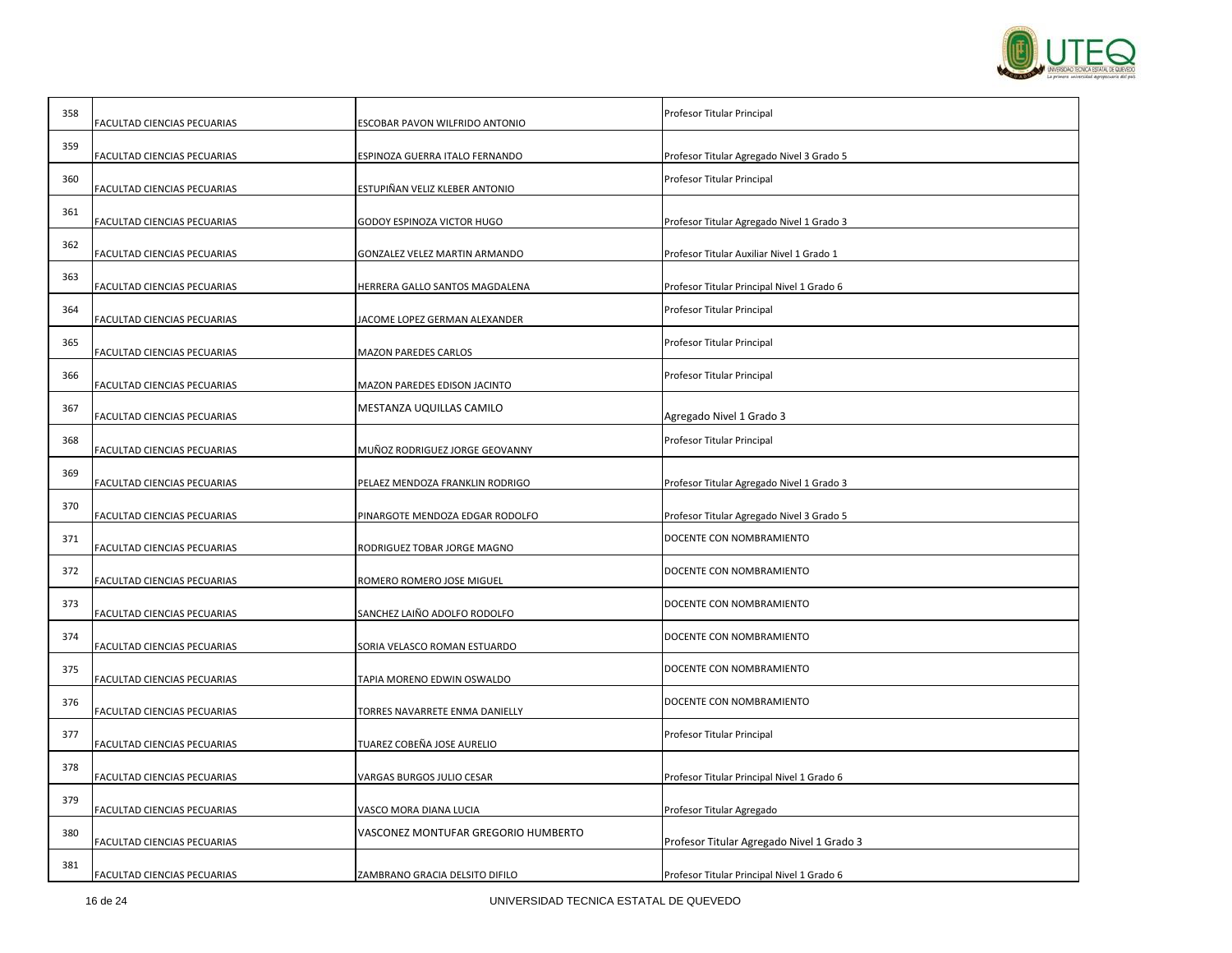| | | | |
|---|---|---|---|
| 358 | FACULTAD CIENCIAS PECUARIAS | ESCOBAR PAVON WILFRIDO ANTONIO | Profesor Titular Principal |
| 359 | FACULTAD CIENCIAS PECUARIAS | ESPINOZA GUERRA ITALO FERNANDO | Profesor Titular Agregado Nivel 3 Grado 5 |
| 360 | FACULTAD CIENCIAS PECUARIAS | ESTUPIÑAN VELIZ KLEBER ANTONIO | Profesor Titular Principal |
| 361 | FACULTAD CIENCIAS PECUARIAS | GODOY ESPINOZA VICTOR HUGO | Profesor Titular Agregado Nivel 1 Grado 3 |
| 362 | FACULTAD CIENCIAS PECUARIAS | GONZALEZ VELEZ MARTIN ARMANDO | Profesor Titular Auxiliar Nivel 1 Grado 1 |
| 363 | FACULTAD CIENCIAS PECUARIAS | HERRERA GALLO SANTOS MAGDALENA | Profesor Titular Principal Nivel 1 Grado 6 |
| 364 | FACULTAD CIENCIAS PECUARIAS | JACOME LOPEZ GERMAN ALEXANDER | Profesor Titular Principal |
| 365 | FACULTAD CIENCIAS PECUARIAS | MAZON PAREDES CARLOS | Profesor Titular Principal |
| 366 | FACULTAD CIENCIAS PECUARIAS | MAZON PAREDES EDISON JACINTO | Profesor Titular Principal |
| 367 | FACULTAD CIENCIAS PECUARIAS | MESTANZA UQUILLAS CAMILO | Agregado Nivel 1 Grado 3 |
| 368 | FACULTAD CIENCIAS PECUARIAS | MUÑOZ RODRIGUEZ JORGE GEOVANNY | Profesor Titular Principal |
| 369 | FACULTAD CIENCIAS PECUARIAS | PELAEZ MENDOZA FRANKLIN RODRIGO | Profesor Titular Agregado Nivel 1 Grado 3 |
| 370 | FACULTAD CIENCIAS PECUARIAS | PINARGOTE MENDOZA EDGAR RODOLFO | Profesor Titular Agregado Nivel 3 Grado 5 |
| 371 | FACULTAD CIENCIAS PECUARIAS | RODRIGUEZ TOBAR JORGE MAGNO | DOCENTE CON NOMBRAMIENTO |
| 372 | FACULTAD CIENCIAS PECUARIAS | ROMERO ROMERO JOSE MIGUEL | DOCENTE CON NOMBRAMIENTO |
| 373 | FACULTAD CIENCIAS PECUARIAS | SANCHEZ LAIÑO ADOLFO RODOLFO | DOCENTE CON NOMBRAMIENTO |
| 374 | FACULTAD CIENCIAS PECUARIAS | SORIA VELASCO ROMAN ESTUARDO | DOCENTE CON NOMBRAMIENTO |
| 375 | FACULTAD CIENCIAS PECUARIAS | TAPIA MORENO EDWIN OSWALDO | DOCENTE CON NOMBRAMIENTO |
| 376 | FACULTAD CIENCIAS PECUARIAS | TORRES NAVARRETE ENMA DANIELLY | DOCENTE CON NOMBRAMIENTO |
| 377 | FACULTAD CIENCIAS PECUARIAS | TUAREZ COBEÑA JOSE AURELIO | Profesor Titular Principal |
| 378 | FACULTAD CIENCIAS PECUARIAS | VARGAS BURGOS JULIO CESAR | Profesor Titular Principal Nivel 1 Grado 6 |
| 379 | FACULTAD CIENCIAS PECUARIAS | VASCO MORA DIANA LUCIA | Profesor Titular Agregado |
| 380 | FACULTAD CIENCIAS PECUARIAS | VASCONEZ MONTUFAR GREGORIO HUMBERTO | Profesor Titular Agregado Nivel 1 Grado 3 |
| 381 | FACULTAD CIENCIAS PECUARIAS | ZAMBRANO GRACIA DELSITO DIFILO | Profesor Titular Principal Nivel 1 Grado 6 |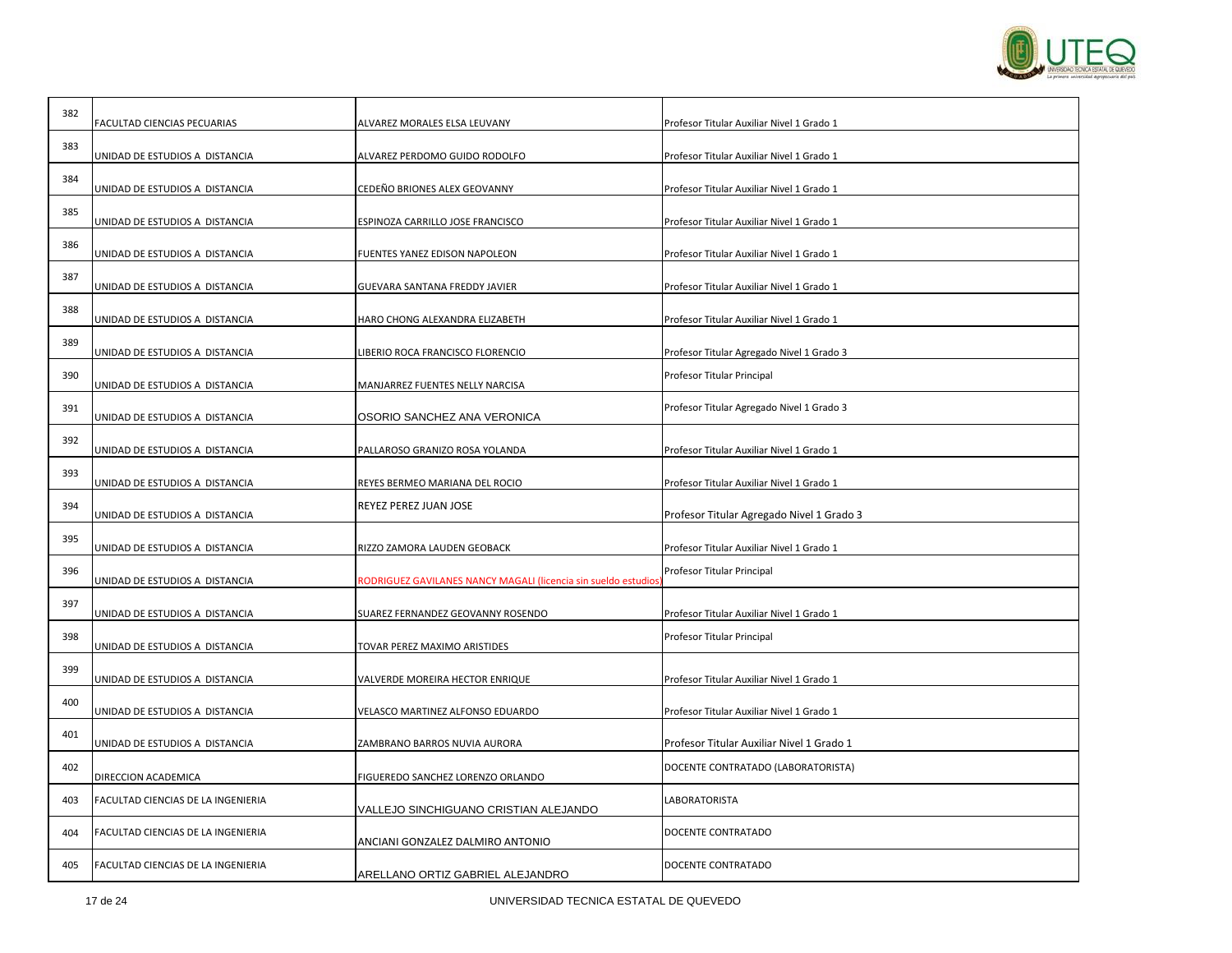| | | | |
|---|---|---|---|
| 382 | FACULTAD CIENCIAS PECUARIAS | ALVAREZ MORALES ELSA LEUVANY | Profesor Titular Auxiliar Nivel 1 Grado 1 |
| 383 | UNIDAD DE ESTUDIOS A DISTANCIA | ALVAREZ PERDOMO GUIDO RODOLFO | Profesor Titular Auxiliar Nivel 1 Grado 1 |
| 384 | UNIDAD DE ESTUDIOS A DISTANCIA | CEDEÑO BRIONES ALEX GEOVANNY | Profesor Titular Auxiliar Nivel 1 Grado 1 |
| 385 | UNIDAD DE ESTUDIOS A DISTANCIA | ESPINOZA CARRILLO JOSE FRANCISCO | Profesor Titular Auxiliar Nivel 1 Grado 1 |
| 386 | UNIDAD DE ESTUDIOS A DISTANCIA | FUENTES YANEZ EDISON NAPOLEON | Profesor Titular Auxiliar Nivel 1 Grado 1 |
| 387 | UNIDAD DE ESTUDIOS A DISTANCIA | GUEVARA SANTANA FREDDY JAVIER | Profesor Titular Auxiliar Nivel 1 Grado 1 |
| 388 | UNIDAD DE ESTUDIOS A DISTANCIA | HARO CHONG ALEXANDRA ELIZABETH | Profesor Titular Auxiliar Nivel 1 Grado 1 |
| 389 | UNIDAD DE ESTUDIOS A DISTANCIA | LIBERIO ROCA FRANCISCO FLORENCIO | Profesor Titular Agregado Nivel 1 Grado 3 |
| 390 | UNIDAD DE ESTUDIOS A DISTANCIA | MANJARREZ FUENTES NELLY NARCISA | Profesor Titular Principal |
| 391 | UNIDAD DE ESTUDIOS A DISTANCIA | OSORIO SANCHEZ ANA VERONICA | Profesor Titular Agregado Nivel 1 Grado 3 |
| 392 | UNIDAD DE ESTUDIOS A DISTANCIA | PALLAROSO GRANIZO ROSA YOLANDA | Profesor Titular Auxiliar Nivel 1 Grado 1 |
| 393 | UNIDAD DE ESTUDIOS A DISTANCIA | REYES BERMEO MARIANA DEL ROCIO | Profesor Titular Auxiliar Nivel 1 Grado 1 |
| 394 | UNIDAD DE ESTUDIOS A DISTANCIA | REYEZ PEREZ JUAN JOSE | Profesor Titular Agregado Nivel 1 Grado 3 |
| 395 | UNIDAD DE ESTUDIOS A DISTANCIA | RIZZO ZAMORA LAUDEN GEOBACK | Profesor Titular Auxiliar Nivel 1 Grado 1 |
| 396 | UNIDAD DE ESTUDIOS A DISTANCIA | RODRIGUEZ GAVILANES NANCY MAGALI (licencia sin sueldo estudios) | Profesor Titular Principal |
| 397 | UNIDAD DE ESTUDIOS A DISTANCIA | SUAREZ FERNANDEZ GEOVANNY ROSENDO | Profesor Titular Auxiliar Nivel 1 Grado 1 |
| 398 | UNIDAD DE ESTUDIOS A DISTANCIA | TOVAR PEREZ MAXIMO ARISTIDES | Profesor Titular Principal |
| 399 | UNIDAD DE ESTUDIOS A DISTANCIA | VALVERDE MOREIRA HECTOR ENRIQUE | Profesor Titular Auxiliar Nivel 1 Grado 1 |
| 400 | UNIDAD DE ESTUDIOS A DISTANCIA | VELASCO MARTINEZ ALFONSO EDUARDO | Profesor Titular Auxiliar Nivel 1 Grado 1 |
| 401 | UNIDAD DE ESTUDIOS A DISTANCIA | ZAMBRANO BARROS NUVIA AURORA | Profesor Titular Auxiliar Nivel 1 Grado 1 |
| 402 | DIRECCION ACADEMICA | FIGUEREDO SANCHEZ LORENZO ORLANDO | DOCENTE CONTRATADO (LABORATORISTA) |
| 403 | FACULTAD CIENCIAS DE LA INGENIERIA | VALLEJO SINCHIGUANO CRISTIAN ALEJANDO | LABORATORISTA |
| 404 | FACULTAD CIENCIAS DE LA INGENIERIA | ANCIANI GONZALEZ DALMIRO ANTONIO | DOCENTE CONTRATADO |
| 405 | FACULTAD CIENCIAS DE LA INGENIERIA | ARELLANO ORTIZ GABRIEL ALEJANDRO | DOCENTE CONTRATADO |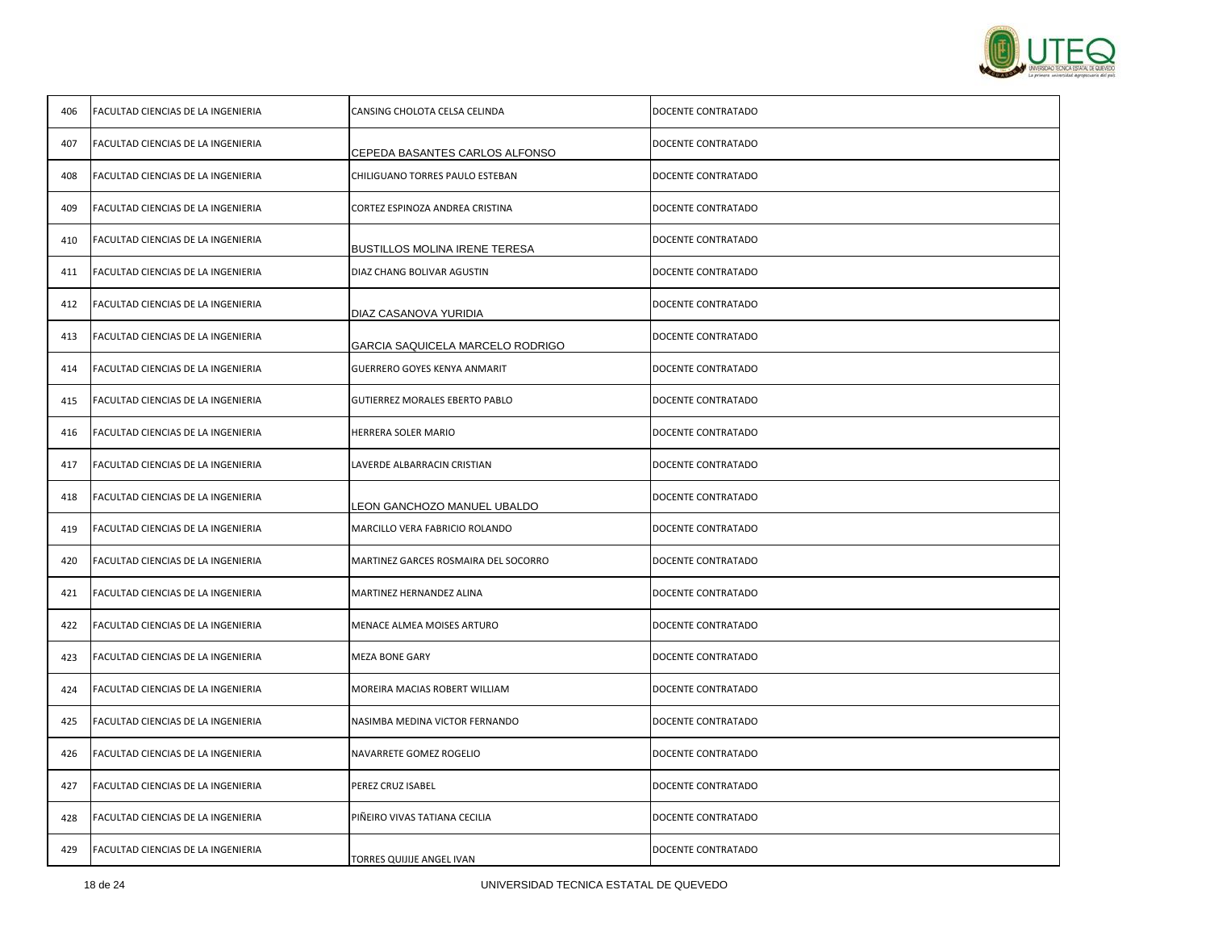| 406 | FACULTAD CIENCIAS DE LA INGENIERIA | CANSING CHOLOTA CELSA CELINDA | DOCENTE CONTRATADO |
|---|---|---|---|
| 407 | FACULTAD CIENCIAS DE LA INGENIERIA | CEPEDA BASANTES CARLOS ALFONSO | DOCENTE CONTRATADO |
| 408 | FACULTAD CIENCIAS DE LA INGENIERIA | CHILIGUANO TORRES PAULO ESTEBAN | DOCENTE CONTRATADO |
| 409 | FACULTAD CIENCIAS DE LA INGENIERIA | CORTEZ ESPINOZA ANDREA CRISTINA | DOCENTE CONTRATADO |
| 410 | FACULTAD CIENCIAS DE LA INGENIERIA | BUSTILLOS MOLINA IRENE TERESA | DOCENTE CONTRATADO |
| 411 | FACULTAD CIENCIAS DE LA INGENIERIA | DIAZ CHANG BOLIVAR AGUSTIN | DOCENTE CONTRATADO |
| 412 | FACULTAD CIENCIAS DE LA INGENIERIA | DIAZ CASANOVA YURIDIA | DOCENTE CONTRATADO |
| 413 | FACULTAD CIENCIAS DE LA INGENIERIA | GARCIA SAQUICELA MARCELO RODRIGO | DOCENTE CONTRATADO |
| 414 | FACULTAD CIENCIAS DE LA INGENIERIA | GUERRERO GOYES KENYA ANMARIT | DOCENTE CONTRATADO |
| 415 | FACULTAD CIENCIAS DE LA INGENIERIA | GUTIERREZ MORALES EBERTO PABLO | DOCENTE CONTRATADO |
| 416 | FACULTAD CIENCIAS DE LA INGENIERIA | HERRERA SOLER MARIO | DOCENTE CONTRATADO |
| 417 | FACULTAD CIENCIAS DE LA INGENIERIA | LAVERDE ALBARRACIN CRISTIAN | DOCENTE CONTRATADO |
| 418 | FACULTAD CIENCIAS DE LA INGENIERIA | LEON GANCHOZO MANUEL UBALDO | DOCENTE CONTRATADO |
| 419 | FACULTAD CIENCIAS DE LA INGENIERIA | MARCILLO VERA FABRICIO ROLANDO | DOCENTE CONTRATADO |
| 420 | FACULTAD CIENCIAS DE LA INGENIERIA | MARTINEZ GARCES ROSMAIRA DEL SOCORRO | DOCENTE CONTRATADO |
| 421 | FACULTAD CIENCIAS DE LA INGENIERIA | MARTINEZ HERNANDEZ ALINA | DOCENTE CONTRATADO |
| 422 | FACULTAD CIENCIAS DE LA INGENIERIA | MENACE ALMEA MOISES ARTURO | DOCENTE CONTRATADO |
| 423 | FACULTAD CIENCIAS DE LA INGENIERIA | MEZA BONE GARY | DOCENTE CONTRATADO |
| 424 | FACULTAD CIENCIAS DE LA INGENIERIA | MOREIRA MACIAS ROBERT WILLIAM | DOCENTE CONTRATADO |
| 425 | FACULTAD CIENCIAS DE LA INGENIERIA | NASIMBA MEDINA VICTOR FERNANDO | DOCENTE CONTRATADO |
| 426 | FACULTAD CIENCIAS DE LA INGENIERIA | NAVARRETE GOMEZ ROGELIO | DOCENTE CONTRATADO |
| 427 | FACULTAD CIENCIAS DE LA INGENIERIA | PEREZ CRUZ ISABEL | DOCENTE CONTRATADO |
| 428 | FACULTAD CIENCIAS DE LA INGENIERIA | PIÑEIRO VIVAS TATIANA CECILIA | DOCENTE CONTRATADO |
| 429 | FACULTAD CIENCIAS DE LA INGENIERIA | TORRES QUIJIJE ANGEL IVAN | DOCENTE CONTRATADO |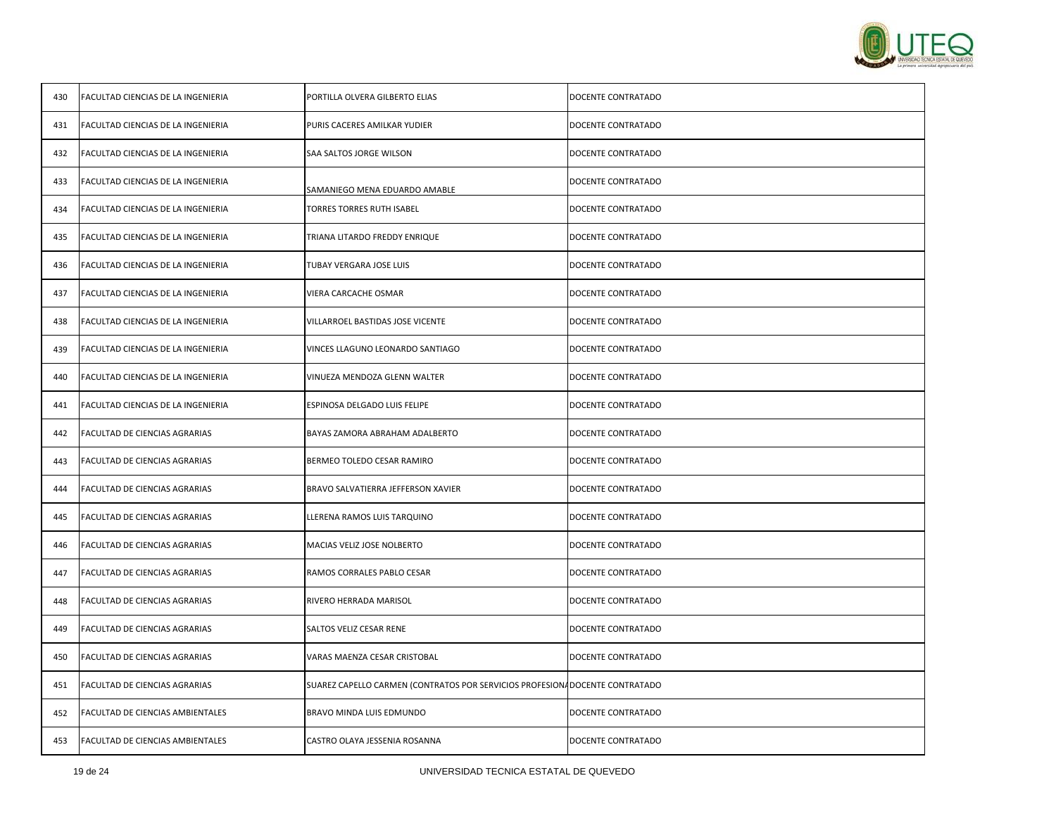| | | | |
|---|---|---|---|
| 430 | FACULTAD CIENCIAS DE LA INGENIERIA | PORTILLA OLVERA GILBERTO ELIAS | DOCENTE CONTRATADO |
| 431 | FACULTAD CIENCIAS DE LA INGENIERIA | PURIS CACERES AMILKAR YUDIER | DOCENTE CONTRATADO |
| 432 | FACULTAD CIENCIAS DE LA INGENIERIA | SAA SALTOS JORGE WILSON | DOCENTE CONTRATADO |
| 433 | FACULTAD CIENCIAS DE LA INGENIERIA | SAMANIEGO MENA EDUARDO AMABLE | DOCENTE CONTRATADO |
| 434 | FACULTAD CIENCIAS DE LA INGENIERIA | TORRES TORRES RUTH ISABEL | DOCENTE CONTRATADO |
| 435 | FACULTAD CIENCIAS DE LA INGENIERIA | TRIANA LITARDO FREDDY ENRIQUE | DOCENTE CONTRATADO |
| 436 | FACULTAD CIENCIAS DE LA INGENIERIA | TUBAY VERGARA JOSE LUIS | DOCENTE CONTRATADO |
| 437 | FACULTAD CIENCIAS DE LA INGENIERIA | VIERA CARCACHE OSMAR | DOCENTE CONTRATADO |
| 438 | FACULTAD CIENCIAS DE LA INGENIERIA | VILLARROEL BASTIDAS JOSE VICENTE | DOCENTE CONTRATADO |
| 439 | FACULTAD CIENCIAS DE LA INGENIERIA | VINCES LLAGUNO LEONARDO SANTIAGO | DOCENTE CONTRATADO |
| 440 | FACULTAD CIENCIAS DE LA INGENIERIA | VINUEZA MENDOZA GLENN WALTER | DOCENTE CONTRATADO |
| 441 | FACULTAD CIENCIAS DE LA INGENIERIA | ESPINOSA DELGADO LUIS FELIPE | DOCENTE CONTRATADO |
| 442 | FACULTAD DE CIENCIAS AGRARIAS | BAYAS ZAMORA ABRAHAM ADALBERTO | DOCENTE CONTRATADO |
| 443 | FACULTAD DE CIENCIAS AGRARIAS | BERMEO TOLEDO CESAR RAMIRO | DOCENTE CONTRATADO |
| 444 | FACULTAD DE CIENCIAS AGRARIAS | BRAVO SALVATIERRA JEFFERSON XAVIER | DOCENTE CONTRATADO |
| 445 | FACULTAD DE CIENCIAS AGRARIAS | LLERENA RAMOS LUIS TARQUINO | DOCENTE CONTRATADO |
| 446 | FACULTAD DE CIENCIAS AGRARIAS | MACIAS VELIZ JOSE NOLBERTO | DOCENTE CONTRATADO |
| 447 | FACULTAD DE CIENCIAS AGRARIAS | RAMOS CORRALES PABLO CESAR | DOCENTE CONTRATADO |
| 448 | FACULTAD DE CIENCIAS AGRARIAS | RIVERO HERRADA MARISOL | DOCENTE CONTRATADO |
| 449 | FACULTAD DE CIENCIAS AGRARIAS | SALTOS VELIZ CESAR RENE | DOCENTE CONTRATADO |
| 450 | FACULTAD DE CIENCIAS AGRARIAS | VARAS MAENZA CESAR CRISTOBAL | DOCENTE CONTRATADO |
| 451 | FACULTAD DE CIENCIAS AGRARIAS | SUAREZ CAPELLO CARMEN (CONTRATOS POR SERVICIOS PROFESIONA | DOCENTE CONTRATADO |
| 452 | FACULTAD DE CIENCIAS AMBIENTALES | BRAVO MINDA LUIS EDMUNDO | DOCENTE CONTRATADO |
| 453 | FACULTAD DE CIENCIAS AMBIENTALES | CASTRO OLAYA JESSENIA ROSANNA | DOCENTE CONTRATADO |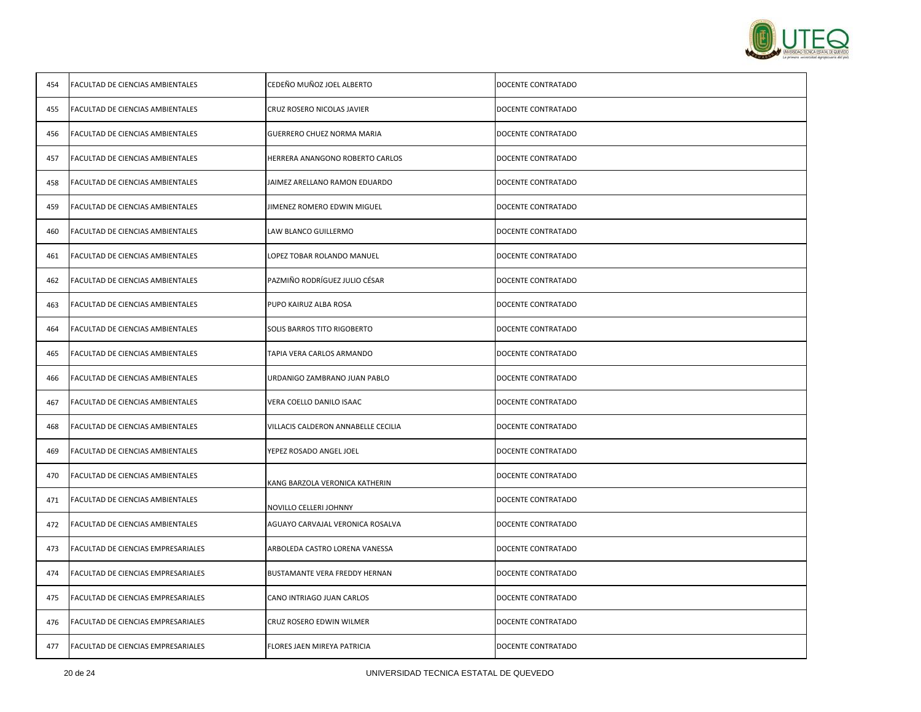| 454 | FACULTAD DE CIENCIAS AMBIENTALES | CEDEÑO MUÑOZ JOEL ALBERTO | DOCENTE CONTRATADO |
|---|---|---|---|
| 455 | FACULTAD DE CIENCIAS AMBIENTALES | CRUZ ROSERO NICOLAS JAVIER | DOCENTE CONTRATADO |
| 456 | FACULTAD DE CIENCIAS AMBIENTALES | GUERRERO CHUEZ NORMA MARIA | DOCENTE CONTRATADO |
| 457 | FACULTAD DE CIENCIAS AMBIENTALES | HERRERA ANANGONO ROBERTO CARLOS | DOCENTE CONTRATADO |
| 458 | FACULTAD DE CIENCIAS AMBIENTALES | JAIMEZ ARELLANO RAMON EDUARDO | DOCENTE CONTRATADO |
| 459 | FACULTAD DE CIENCIAS AMBIENTALES | JIMENEZ ROMERO EDWIN MIGUEL | DOCENTE CONTRATADO |
| 460 | FACULTAD DE CIENCIAS AMBIENTALES | LAW BLANCO GUILLERMO | DOCENTE CONTRATADO |
| 461 | FACULTAD DE CIENCIAS AMBIENTALES | LOPEZ TOBAR ROLANDO MANUEL | DOCENTE CONTRATADO |
| 462 | FACULTAD DE CIENCIAS AMBIENTALES | PAZMIÑO RODRÍGUEZ JULIO CÉSAR | DOCENTE CONTRATADO |
| 463 | FACULTAD DE CIENCIAS AMBIENTALES | PUPO KAIRUZ ALBA ROSA | DOCENTE CONTRATADO |
| 464 | FACULTAD DE CIENCIAS AMBIENTALES | SOLIS BARROS TITO RIGOBERTO | DOCENTE CONTRATADO |
| 465 | FACULTAD DE CIENCIAS AMBIENTALES | TAPIA VERA CARLOS ARMANDO | DOCENTE CONTRATADO |
| 466 | FACULTAD DE CIENCIAS AMBIENTALES | URDANIGO ZAMBRANO JUAN PABLO | DOCENTE CONTRATADO |
| 467 | FACULTAD DE CIENCIAS AMBIENTALES | VERA COELLO DANILO ISAAC | DOCENTE CONTRATADO |
| 468 | FACULTAD DE CIENCIAS AMBIENTALES | VILLACIS CALDERON ANNABELLE CECILIA | DOCENTE CONTRATADO |
| 469 | FACULTAD DE CIENCIAS AMBIENTALES | YEPEZ ROSADO ANGEL JOEL | DOCENTE CONTRATADO |
| 470 | FACULTAD DE CIENCIAS AMBIENTALES | KANG BARZOLA VERONICA KATHERIN | DOCENTE CONTRATADO |
| 471 | FACULTAD DE CIENCIAS AMBIENTALES | NOVILLO CELLERI JOHNNY | DOCENTE CONTRATADO |
| 472 | FACULTAD DE CIENCIAS AMBIENTALES | AGUAYO CARVAJAL VERONICA ROSALVA | DOCENTE CONTRATADO |
| 473 | FACULTAD DE CIENCIAS EMPRESARIALES | ARBOLEDA CASTRO LORENA VANESSA | DOCENTE CONTRATADO |
| 474 | FACULTAD DE CIENCIAS EMPRESARIALES | BUSTAMANTE VERA FREDDY HERNAN | DOCENTE CONTRATADO |
| 475 | FACULTAD DE CIENCIAS EMPRESARIALES | CANO INTRIAGO JUAN CARLOS | DOCENTE CONTRATADO |
| 476 | FACULTAD DE CIENCIAS EMPRESARIALES | CRUZ ROSERO EDWIN WILMER | DOCENTE CONTRATADO |
| 477 | FACULTAD DE CIENCIAS EMPRESARIALES | FLORES JAEN MIREYA PATRICIA | DOCENTE CONTRATADO |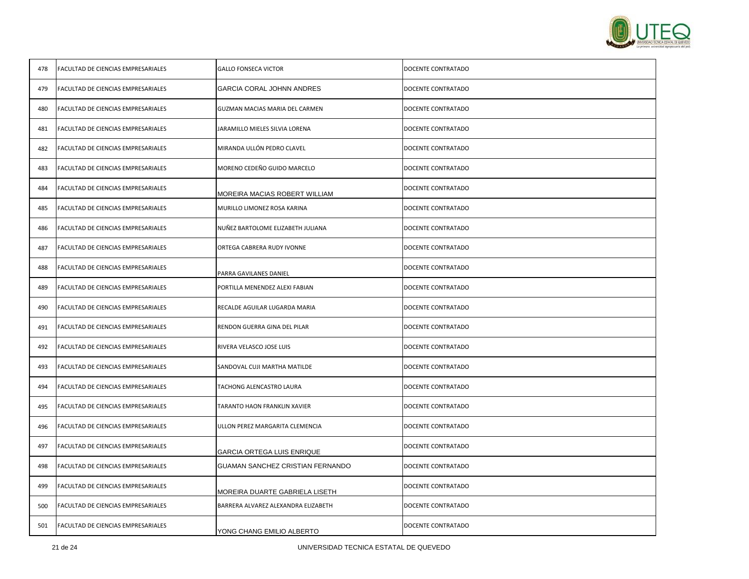| 478 | FACULTAD DE CIENCIAS EMPRESARIALES | GALLO FONSECA VICTOR | DOCENTE CONTRATADO |
|---|---|---|---|
| 479 | FACULTAD DE CIENCIAS EMPRESARIALES | GARCIA CORAL JOHNN ANDRES | DOCENTE CONTRATADO |
| 480 | FACULTAD DE CIENCIAS EMPRESARIALES | GUZMAN MACIAS MARIA DEL CARMEN | DOCENTE CONTRATADO |
| 481 | FACULTAD DE CIENCIAS EMPRESARIALES | JARAMILLO MIELES SILVIA LORENA | DOCENTE CONTRATADO |
| 482 | FACULTAD DE CIENCIAS EMPRESARIALES | MIRANDA ULLÓN PEDRO CLAVEL | DOCENTE CONTRATADO |
| 483 | FACULTAD DE CIENCIAS EMPRESARIALES | MORENO CEDEÑO GUIDO MARCELO | DOCENTE CONTRATADO |
| 484 | FACULTAD DE CIENCIAS EMPRESARIALES | MOREIRA MACIAS ROBERT WILLIAM | DOCENTE CONTRATADO |
| 485 | FACULTAD DE CIENCIAS EMPRESARIALES | MURILLO LIMONEZ ROSA KARINA | DOCENTE CONTRATADO |
| 486 | FACULTAD DE CIENCIAS EMPRESARIALES | NUÑEZ BARTOLOME ELIZABETH JULIANA | DOCENTE CONTRATADO |
| 487 | FACULTAD DE CIENCIAS EMPRESARIALES | ORTEGA CABRERA RUDY IVONNE | DOCENTE CONTRATADO |
| 488 | FACULTAD DE CIENCIAS EMPRESARIALES | PARRA GAVILANES DANIEL | DOCENTE CONTRATADO |
| 489 | FACULTAD DE CIENCIAS EMPRESARIALES | PORTILLA MENENDEZ ALEXI FABIAN | DOCENTE CONTRATADO |
| 490 | FACULTAD DE CIENCIAS EMPRESARIALES | RECALDE AGUILAR LUGARDA MARIA | DOCENTE CONTRATADO |
| 491 | FACULTAD DE CIENCIAS EMPRESARIALES | RENDON GUERRA GINA DEL PILAR | DOCENTE CONTRATADO |
| 492 | FACULTAD DE CIENCIAS EMPRESARIALES | RIVERA VELASCO JOSE LUIS | DOCENTE CONTRATADO |
| 493 | FACULTAD DE CIENCIAS EMPRESARIALES | SANDOVAL CUJI MARTHA MATILDE | DOCENTE CONTRATADO |
| 494 | FACULTAD DE CIENCIAS EMPRESARIALES | TACHONG ALENCASTRO LAURA | DOCENTE CONTRATADO |
| 495 | FACULTAD DE CIENCIAS EMPRESARIALES | TARANTO HAON FRANKLIN XAVIER | DOCENTE CONTRATADO |
| 496 | FACULTAD DE CIENCIAS EMPRESARIALES | ULLON PEREZ MARGARITA CLEMENCIA | DOCENTE CONTRATADO |
| 497 | FACULTAD DE CIENCIAS EMPRESARIALES | GARCIA ORTEGA LUIS ENRIQUE | DOCENTE CONTRATADO |
| 498 | FACULTAD DE CIENCIAS EMPRESARIALES | GUAMAN SANCHEZ CRISTIAN FERNANDO | DOCENTE CONTRATADO |
| 499 | FACULTAD DE CIENCIAS EMPRESARIALES | MOREIRA DUARTE GABRIELA LISETH | DOCENTE CONTRATADO |
| 500 | FACULTAD DE CIENCIAS EMPRESARIALES | BARRERA ALVAREZ ALEXANDRA ELIZABETH | DOCENTE CONTRATADO |
| 501 | FACULTAD DE CIENCIAS EMPRESARIALES | YONG CHANG EMILIO ALBERTO | DOCENTE CONTRATADO |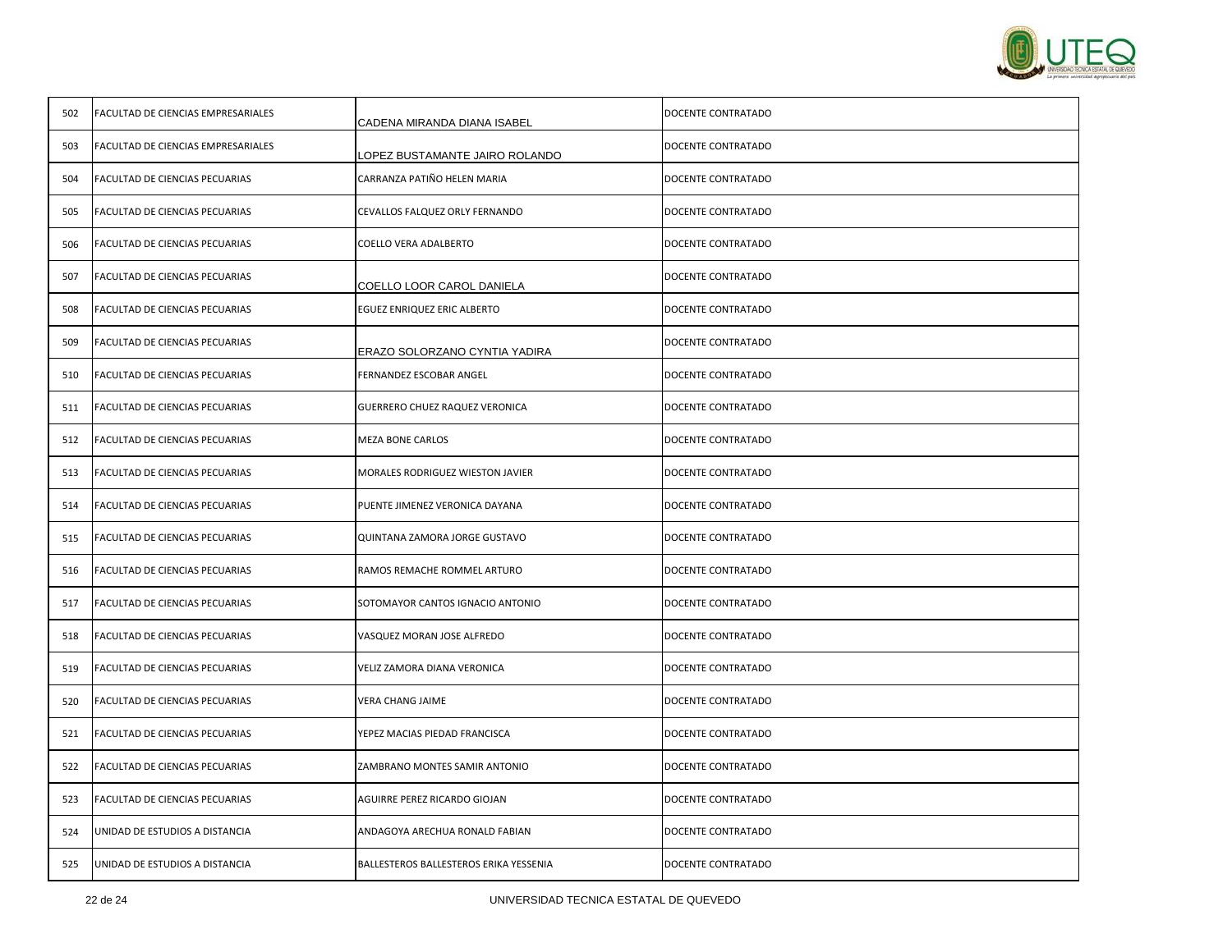| | | | |
|---|---|---|---|
| 502 | FACULTAD DE CIENCIAS EMPRESARIALES | CADENA MIRANDA DIANA ISABEL | DOCENTE CONTRATADO |
| 503 | FACULTAD DE CIENCIAS EMPRESARIALES | LOPEZ BUSTAMANTE JAIRO ROLANDO | DOCENTE CONTRATADO |
| 504 | FACULTAD DE CIENCIAS PECUARIAS | CARRANZA PATIÑO HELEN MARIA | DOCENTE CONTRATADO |
| 505 | FACULTAD DE CIENCIAS PECUARIAS | CEVALLOS FALQUEZ ORLY FERNANDO | DOCENTE CONTRATADO |
| 506 | FACULTAD DE CIENCIAS PECUARIAS | COELLO VERA ADALBERTO | DOCENTE CONTRATADO |
| 507 | FACULTAD DE CIENCIAS PECUARIAS | COELLO LOOR CAROL DANIELA | DOCENTE CONTRATADO |
| 508 | FACULTAD DE CIENCIAS PECUARIAS | EGUEZ ENRIQUEZ ERIC ALBERTO | DOCENTE CONTRATADO |
| 509 | FACULTAD DE CIENCIAS PECUARIAS | ERAZO SOLORZANO CYNTIA YADIRA | DOCENTE CONTRATADO |
| 510 | FACULTAD DE CIENCIAS PECUARIAS | FERNANDEZ ESCOBAR ANGEL | DOCENTE CONTRATADO |
| 511 | FACULTAD DE CIENCIAS PECUARIAS | GUERRERO CHUEZ RAQUEZ VERONICA | DOCENTE CONTRATADO |
| 512 | FACULTAD DE CIENCIAS PECUARIAS | MEZA BONE CARLOS | DOCENTE CONTRATADO |
| 513 | FACULTAD DE CIENCIAS PECUARIAS | MORALES RODRIGUEZ WIESTON JAVIER | DOCENTE CONTRATADO |
| 514 | FACULTAD DE CIENCIAS PECUARIAS | PUENTE JIMENEZ VERONICA DAYANA | DOCENTE CONTRATADO |
| 515 | FACULTAD DE CIENCIAS PECUARIAS | QUINTANA ZAMORA JORGE GUSTAVO | DOCENTE CONTRATADO |
| 516 | FACULTAD DE CIENCIAS PECUARIAS | RAMOS REMACHE ROMMEL ARTURO | DOCENTE CONTRATADO |
| 517 | FACULTAD DE CIENCIAS PECUARIAS | SOTOMAYOR CANTOS IGNACIO ANTONIO | DOCENTE CONTRATADO |
| 518 | FACULTAD DE CIENCIAS PECUARIAS | VASQUEZ MORAN JOSE ALFREDO | DOCENTE CONTRATADO |
| 519 | FACULTAD DE CIENCIAS PECUARIAS | VELIZ ZAMORA DIANA VERONICA | DOCENTE CONTRATADO |
| 520 | FACULTAD DE CIENCIAS PECUARIAS | VERA CHANG JAIME | DOCENTE CONTRATADO |
| 521 | FACULTAD DE CIENCIAS PECUARIAS | YEPEZ MACIAS PIEDAD FRANCISCA | DOCENTE CONTRATADO |
| 522 | FACULTAD DE CIENCIAS PECUARIAS | ZAMBRANO MONTES SAMIR ANTONIO | DOCENTE CONTRATADO |
| 523 | FACULTAD DE CIENCIAS PECUARIAS | AGUIRRE PEREZ RICARDO GIOJAN | DOCENTE CONTRATADO |
| 524 | UNIDAD DE ESTUDIOS A DISTANCIA | ANDAGOYA ARECHUA RONALD FABIAN | DOCENTE CONTRATADO |
| 525 | UNIDAD DE ESTUDIOS A DISTANCIA | BALLESTEROS BALLESTEROS ERIKA YESSENIA | DOCENTE CONTRATADO |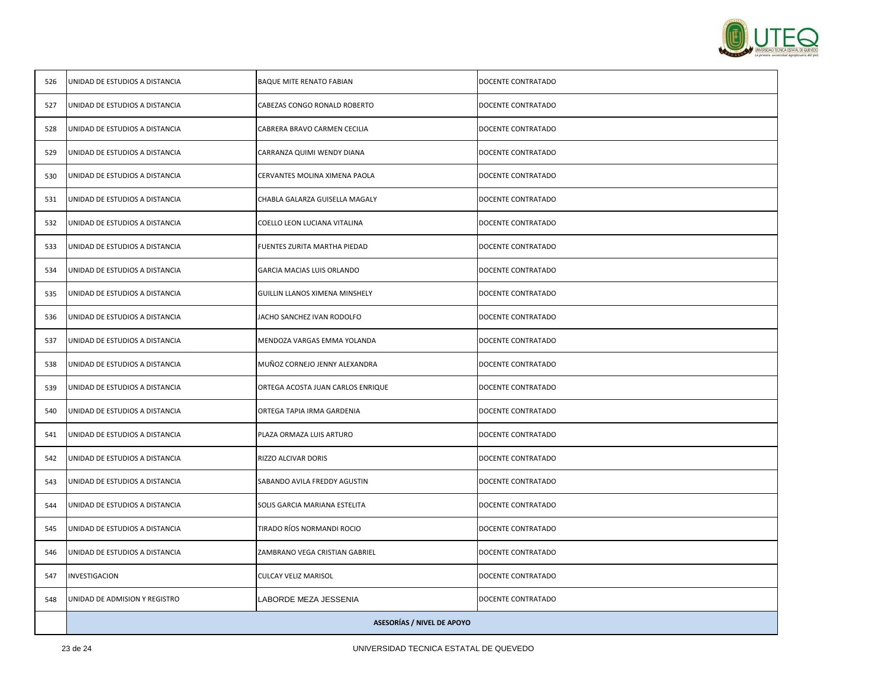| | | | |
|---|---|---|---|
| 526 | UNIDAD DE ESTUDIOS A DISTANCIA | BAQUE MITE RENATO FABIAN | DOCENTE CONTRATADO |
| 527 | UNIDAD DE ESTUDIOS A DISTANCIA | CABEZAS CONGO RONALD ROBERTO | DOCENTE CONTRATADO |
| 528 | UNIDAD DE ESTUDIOS A DISTANCIA | CABRERA BRAVO CARMEN CECILIA | DOCENTE CONTRATADO |
| 529 | UNIDAD DE ESTUDIOS A DISTANCIA | CARRANZA QUIMI WENDY DIANA | DOCENTE CONTRATADO |
| 530 | UNIDAD DE ESTUDIOS A DISTANCIA | CERVANTES MOLINA XIMENA PAOLA | DOCENTE CONTRATADO |
| 531 | UNIDAD DE ESTUDIOS A DISTANCIA | CHABLA GALARZA GUISELLA MAGALY | DOCENTE CONTRATADO |
| 532 | UNIDAD DE ESTUDIOS A DISTANCIA | COELLO LEON LUCIANA VITALINA | DOCENTE CONTRATADO |
| 533 | UNIDAD DE ESTUDIOS A DISTANCIA | FUENTES ZURITA MARTHA PIEDAD | DOCENTE CONTRATADO |
| 534 | UNIDAD DE ESTUDIOS A DISTANCIA | GARCIA MACIAS LUIS ORLANDO | DOCENTE CONTRATADO |
| 535 | UNIDAD DE ESTUDIOS A DISTANCIA | GUILLIN LLANOS XIMENA MINSHELY | DOCENTE CONTRATADO |
| 536 | UNIDAD DE ESTUDIOS A DISTANCIA | JACHO SANCHEZ IVAN RODOLFO | DOCENTE CONTRATADO |
| 537 | UNIDAD DE ESTUDIOS A DISTANCIA | MENDOZA VARGAS EMMA YOLANDA | DOCENTE CONTRATADO |
| 538 | UNIDAD DE ESTUDIOS A DISTANCIA | MUÑOZ CORNEJO JENNY ALEXANDRA | DOCENTE CONTRATADO |
| 539 | UNIDAD DE ESTUDIOS A DISTANCIA | ORTEGA ACOSTA JUAN CARLOS ENRIQUE | DOCENTE CONTRATADO |
| 540 | UNIDAD DE ESTUDIOS A DISTANCIA | ORTEGA TAPIA IRMA GARDENIA | DOCENTE CONTRATADO |
| 541 | UNIDAD DE ESTUDIOS A DISTANCIA | PLAZA ORMAZA LUIS ARTURO | DOCENTE CONTRATADO |
| 542 | UNIDAD DE ESTUDIOS A DISTANCIA | RIZZO ALCIVAR DORIS | DOCENTE CONTRATADO |
| 543 | UNIDAD DE ESTUDIOS A DISTANCIA | SABANDO AVILA FREDDY AGUSTIN | DOCENTE CONTRATADO |
| 544 | UNIDAD DE ESTUDIOS A DISTANCIA | SOLIS GARCIA MARIANA ESTELITA | DOCENTE CONTRATADO |
| 545 | UNIDAD DE ESTUDIOS A DISTANCIA | TIRADO RÍOS NORMANDI ROCIO | DOCENTE CONTRATADO |
| 546 | UNIDAD DE ESTUDIOS A DISTANCIA | ZAMBRANO VEGA CRISTIAN GABRIEL | DOCENTE CONTRATADO |
| 547 | INVESTIGACION | CULCAY VELIZ MARISOL | DOCENTE CONTRATADO |
| 548 | UNIDAD DE ADMISION Y REGISTRO | LABORDE MEZA JESSENIA | DOCENTE CONTRATADO |
| | **ASESORÍAS / NIVEL DE APOYO** | | |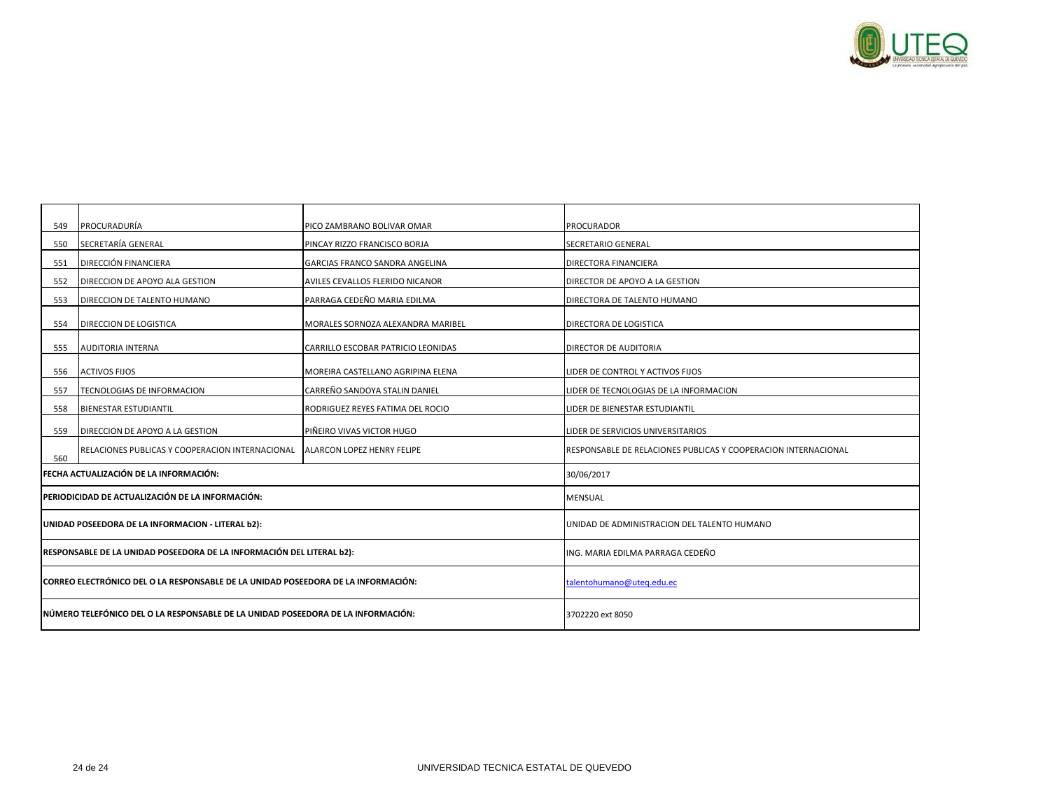| | | | |
|---|---|---|---|
| 549 | PROCURADURÍA | PICO ZAMBRANO BOLIVAR OMAR | PROCURADOR |
| 550 | SECRETARÍA GENERAL | PINCAY RIZZO FRANCISCO BORJA | SECRETARIO GENERAL |
| 551 | DIRECCIÓN FINANCIERA | GARCIAS FRANCO SANDRA ANGELINA | DIRECTORA FINANCIERA |
| 552 | DIRECCION DE APOYO ALA GESTION | AVILES CEVALLOS FLERIDO NICANOR | DIRECTOR DE APOYO A LA GESTION |
| 553 | DIRECCION DE TALENTO HUMANO | PARRAGA CEDEÑO MARIA EDILMA | DIRECTORA DE TALENTO HUMANO |
| 554 | DIRECCION DE LOGISTICA | MORALES SORNOZA ALEXANDRA MARIBEL | DIRECTORA DE LOGISTICA |
| 555 | AUDITORIA INTERNA | CARRILLO ESCOBAR PATRICIO LEONIDAS | DIRECTOR DE AUDITORIA |
| 556 | ACTIVOS FIJOS | MOREIRA CASTELLANO AGRIPINA ELENA | LIDER DE CONTROL Y ACTIVOS FIJOS |
| 557 | TECNOLOGIAS DE INFORMACION | CARREÑO SANDOYA STALIN DANIEL | LIDER DE TECNOLOGIAS DE LA INFORMACION |
| 558 | BIENESTAR ESTUDIANTIL | RODRIGUEZ REYES FATIMA DEL ROCIO | LIDER DE BIENESTAR ESTUDIANTIL |
| 559 | DIRECCION DE APOYO A LA GESTION | PIÑEIRO VIVAS VICTOR HUGO | LIDER DE SERVICIOS UNIVERSITARIOS |
| 560 | RELACIONES PUBLICAS Y COOPERACION INTERNACIONAL | ALARCON LOPEZ HENRY FELIPE | RESPONSABLE DE RELACIONES PUBLICAS Y COOPERACION INTERNACIONAL |
| **FECHA ACTUALIZACIÓN DE LA INFORMACIÓN:** | | | 30/06/2017 |
| **PERIODICIDAD DE ACTUALIZACIÓN DE LA INFORMACIÓN:** | | | MENSUAL |
| **UNIDAD POSEEDORA DE LA INFORMACION - LITERAL b2):** | | | UNIDAD DE ADMINISTRACION DEL TALENTO HUMANO |
| **RESPONSABLE DE LA UNIDAD POSEEDORA DE LA INFORMACIÓN DEL LITERAL b2):** | | | ING. MARIA EDILMA PARRAGA CEDEÑO |
| **CORREO ELECTRÓNICO DEL O LA RESPONSABLE DE LA UNIDAD POSEEDORA DE LA INFORMACIÓN:** | | | talentohumano@uteq.edu.ec |
| **NÚMERO TELEFÓNICO DEL O LA RESPONSABLE DE LA UNIDAD POSEEDORA DE LA INFORMACIÓN:** | | | 3702220 ext 8050 |